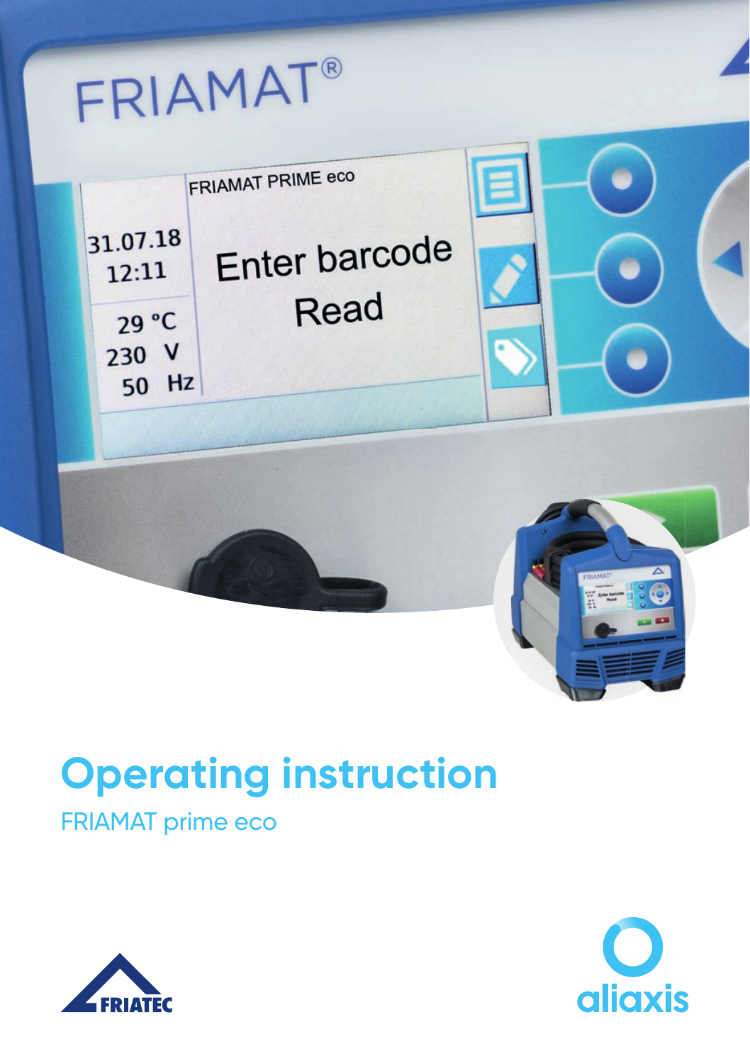# Operating instruction

FRIAMAT prime eco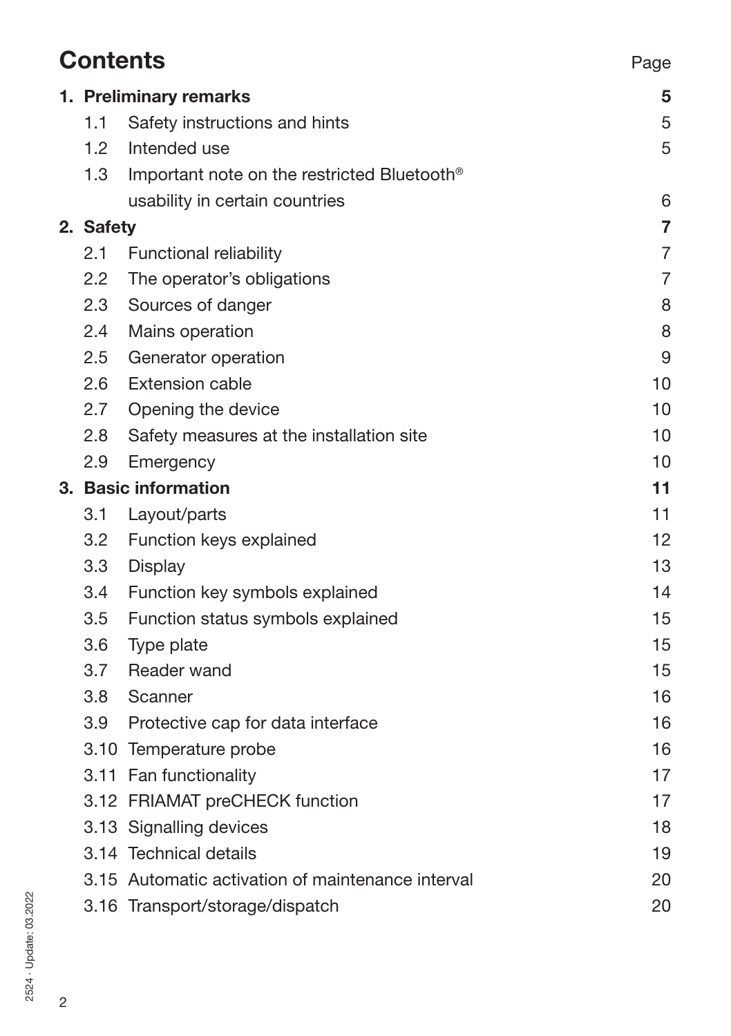# Contents

| | | Page |
|---|---|---|
| **1.** | **Preliminary remarks** | **5** |
| 1.1 | Safety instructions and hints | 5 |
| 1.2 | Intended use | 5 |
| 1.3 | Important note on the restricted Bluetooth® usability in certain countries | 6 |
| **2.** | **Safety** | **7** |
| 2.1 | Functional reliability | 7 |
| 2.2 | The operator's obligations | 7 |
| 2.3 | Sources of danger | 8 |
| 2.4 | Mains operation | 8 |
| 2.5 | Generator operation | 9 |
| 2.6 | Extension cable | 10 |
| 2.7 | Opening the device | 10 |
| 2.8 | Safety measures at the installation site | 10 |
| 2.9 | Emergency | 10 |
| **3.** | **Basic information** | **11** |
| 3.1 | Layout/parts | 11 |
| 3.2 | Function keys explained | 12 |
| 3.3 | Display | 13 |
| 3.4 | Function key symbols explained | 14 |
| 3.5 | Function status symbols explained | 15 |
| 3.6 | Type plate | 15 |
| 3.7 | Reader wand | 15 |
| 3.8 | Scanner | 16 |
| 3.9 | Protective cap for data interface | 16 |
| 3.10 | Temperature probe | 16 |
| 3.11 | Fan functionality | 17 |
| 3.12 | FRIAMAT preCHECK function | 17 |
| 3.13 | Signalling devices | 18 |
| 3.14 | Technical details | 19 |
| 3.15 | Automatic activation of maintenance interval | 20 |
| 3.16 | Transport/storage/dispatch | 20 |

2524 · Update: 03.2022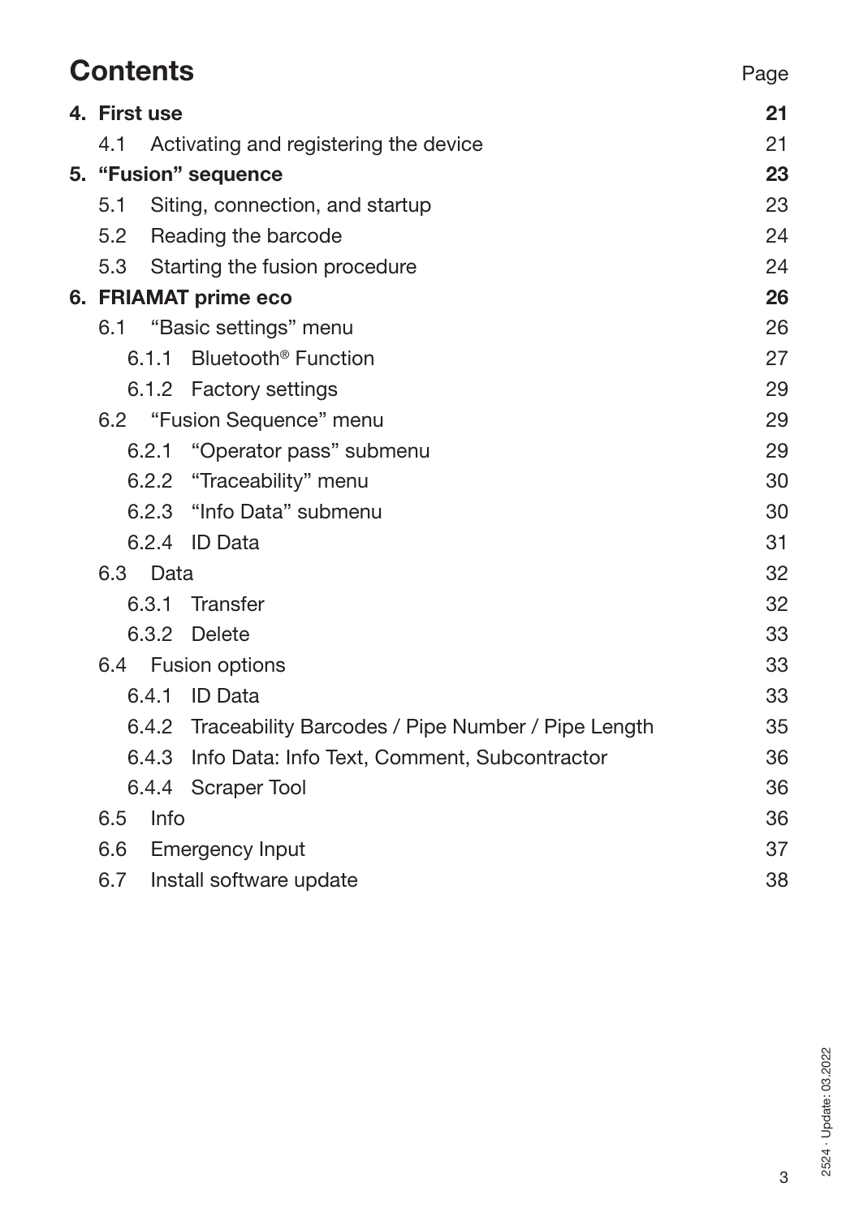## Contents

| | Page |
|---|---|
| **4. First use** | **21** |
| 4.1 Activating and registering the device | 21 |
| **5. "Fusion" sequence** | **23** |
| 5.1 Siting, connection, and startup | 23 |
| 5.2 Reading the barcode | 24 |
| 5.3 Starting the fusion procedure | 24 |
| **6. FRIAMAT prime eco** | **26** |
| 6.1 "Basic settings" menu | 26 |
| 6.1.1 Bluetooth® Function | 27 |
| 6.1.2 Factory settings | 29 |
| 6.2 "Fusion Sequence" menu | 29 |
| 6.2.1 "Operator pass" submenu | 29 |
| 6.2.2 "Traceability" menu | 30 |
| 6.2.3 "Info Data" submenu | 30 |
| 6.2.4 ID Data | 31 |
| 6.3 Data | 32 |
| 6.3.1 Transfer | 32 |
| 6.3.2 Delete | 33 |
| 6.4 Fusion options | 33 |
| 6.4.1 ID Data | 33 |
| 6.4.2 Traceability Barcodes / Pipe Number / Pipe Length | 35 |
| 6.4.3 Info Data: Info Text, Comment, Subcontractor | 36 |
| 6.4.4 Scraper Tool | 36 |
| 6.5 Info | 36 |
| 6.6 Emergency Input | 37 |
| 6.7 Install software update | 38 |

2524 · Update: 03.2022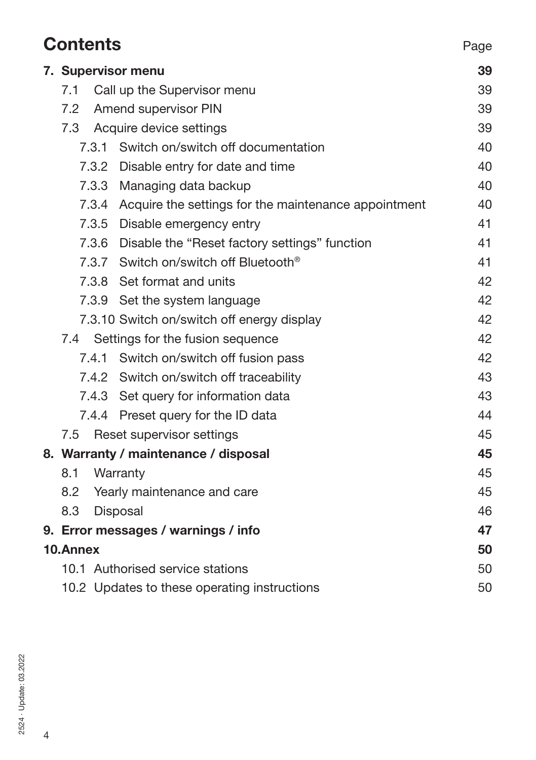# Contents

| | Page |
|---|---|
| **7. Supervisor menu** | **39** |
| 7.1 Call up the Supervisor menu | 39 |
| 7.2 Amend supervisor PIN | 39 |
| 7.3 Acquire device settings | 39 |
| 7.3.1 Switch on/switch off documentation | 40 |
| 7.3.2 Disable entry for date and time | 40 |
| 7.3.3 Managing data backup | 40 |
| 7.3.4 Acquire the settings for the maintenance appointment | 40 |
| 7.3.5 Disable emergency entry | 41 |
| 7.3.6 Disable the “Reset factory settings” function | 41 |
| 7.3.7 Switch on/switch off Bluetooth® | 41 |
| 7.3.8 Set format and units | 42 |
| 7.3.9 Set the system language | 42 |
| 7.3.10 Switch on/switch off energy display | 42 |
| 7.4 Settings for the fusion sequence | 42 |
| 7.4.1 Switch on/switch off fusion pass | 42 |
| 7.4.2 Switch on/switch off traceability | 43 |
| 7.4.3 Set query for information data | 43 |
| 7.4.4 Preset query for the ID data | 44 |
| 7.5 Reset supervisor settings | 45 |
| **8. Warranty / maintenance / disposal** | **45** |
| 8.1 Warranty | 45 |
| 8.2 Yearly maintenance and care | 45 |
| 8.3 Disposal | 46 |
| **9. Error messages / warnings / info** | **47** |
| **10. Annex** | **50** |
| 10.1 Authorised service stations | 50 |
| 10.2 Updates to these operating instructions | 50 |

2524 · Update: 03.2022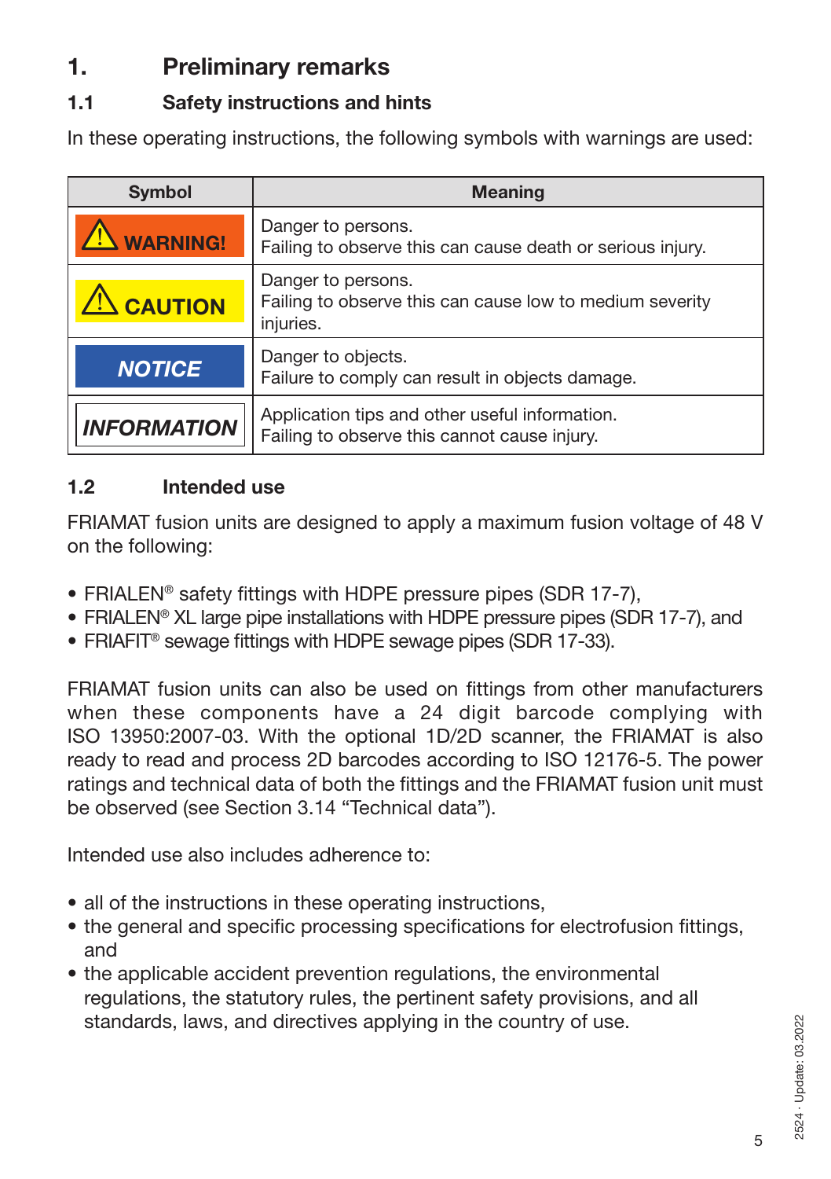# 1. Preliminary remarks

## 1.1 Safety instructions and hints

In these operating instructions, the following symbols with warnings are used:

| Symbol | Meaning |
|---|---|
| ⚠ WARNING! | Danger to persons.<br>Failing to observe this can cause death or serious injury. |
| ⚠ CAUTION | Danger to persons.<br>Failing to observe this can cause low to medium severity injuries. |
| *NOTICE* | Danger to objects.<br>Failure to comply can result in objects damage. |
| *INFORMATION* | Application tips and other useful information.<br>Failing to observe this cannot cause injury. |

## 1.2 Intended use

FRIAMAT fusion units are designed to apply a maximum fusion voltage of 48 V on the following:

- FRIALEN® safety fittings with HDPE pressure pipes (SDR 17-7),
- FRIALEN® XL large pipe installations with HDPE pressure pipes (SDR 17-7), and
- FRIAFIT® sewage fittings with HDPE sewage pipes (SDR 17-33).

FRIAMAT fusion units can also be used on fittings from other manufacturers when these components have a 24 digit barcode complying with ISO 13950:2007-03. With the optional 1D/2D scanner, the FRIAMAT is also ready to read and process 2D barcodes according to ISO 12176-5. The power ratings and technical data of both the fittings and the FRIAMAT fusion unit must be observed (see Section 3.14 “Technical data”).

Intended use also includes adherence to:

- all of the instructions in these operating instructions,
- the general and specific processing specifications for electrofusion fittings, and
- the applicable accident prevention regulations, the environmental regulations, the statutory rules, the pertinent safety provisions, and all standards, laws, and directives applying in the country of use.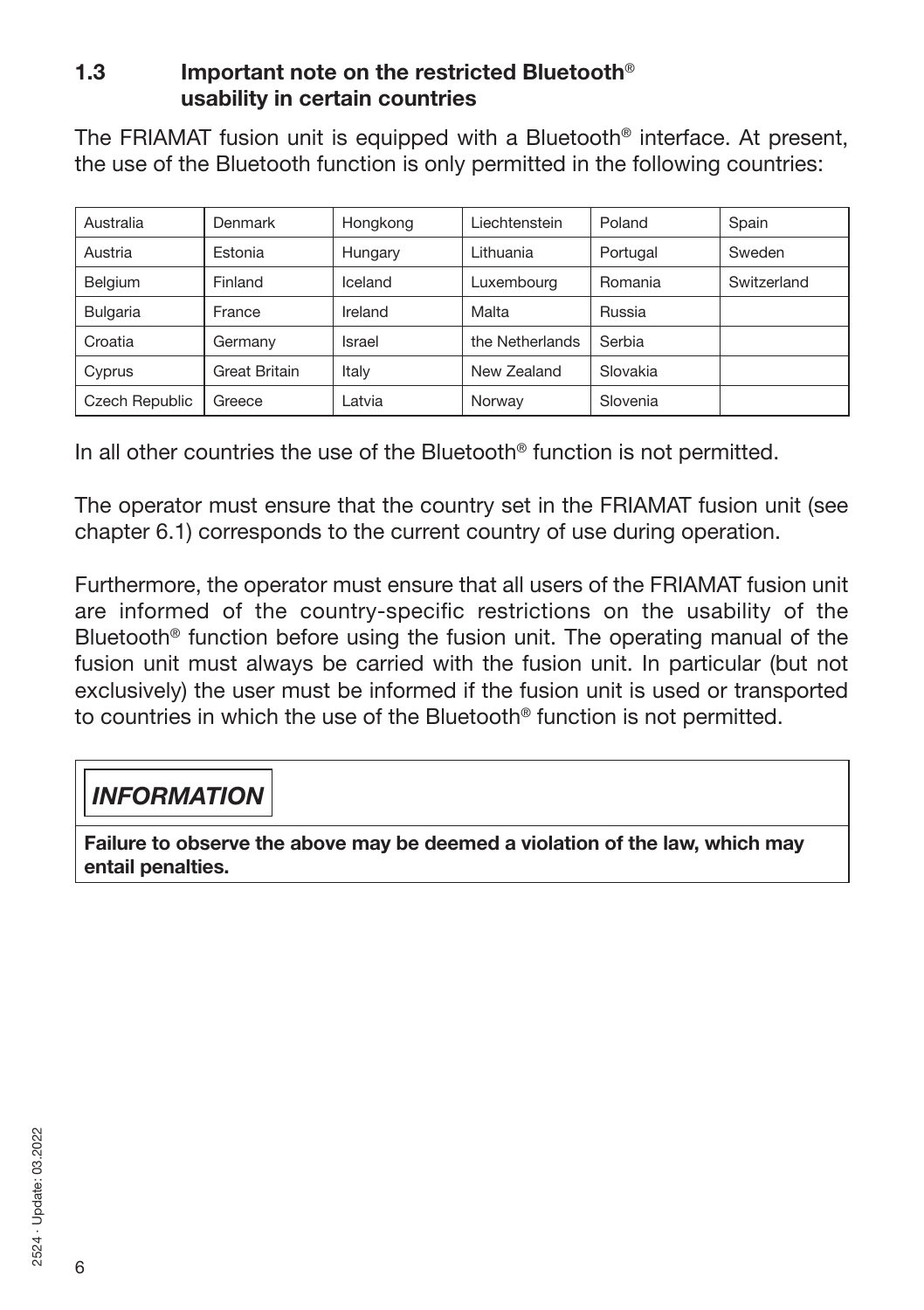## 1.3 Important note on the restricted Bluetooth® usability in certain countries

The FRIAMAT fusion unit is equipped with a Bluetooth® interface. At present, the use of the Bluetooth function is only permitted in the following countries:

| Australia | Denmark | Hongkong | Liechtenstein | Poland | Spain |
|---|---|---|---|---|---|
| Austria | Estonia | Hungary | Lithuania | Portugal | Sweden |
| Belgium | Finland | Iceland | Luxembourg | Romania | Switzerland |
| Bulgaria | France | Ireland | Malta | Russia | |
| Croatia | Germany | Israel | the Netherlands | Serbia | |
| Cyprus | Great Britain | Italy | New Zealand | Slovakia | |
| Czech Republic | Greece | Latvia | Norway | Slovenia | |

In all other countries the use of the Bluetooth® function is not permitted.

The operator must ensure that the country set in the FRIAMAT fusion unit (see chapter 6.1) corresponds to the current country of use during operation.

Furthermore, the operator must ensure that all users of the FRIAMAT fusion unit are informed of the country-specific restrictions on the usability of the Bluetooth® function before using the fusion unit. The operating manual of the fusion unit must always be carried with the fusion unit. In particular (but not exclusively) the user must be informed if the fusion unit is used or transported to countries in which the use of the Bluetooth® function is not permitted.

***INFORMATION***

**Failure to observe the above may be deemed a violation of the law, which may entail penalties.**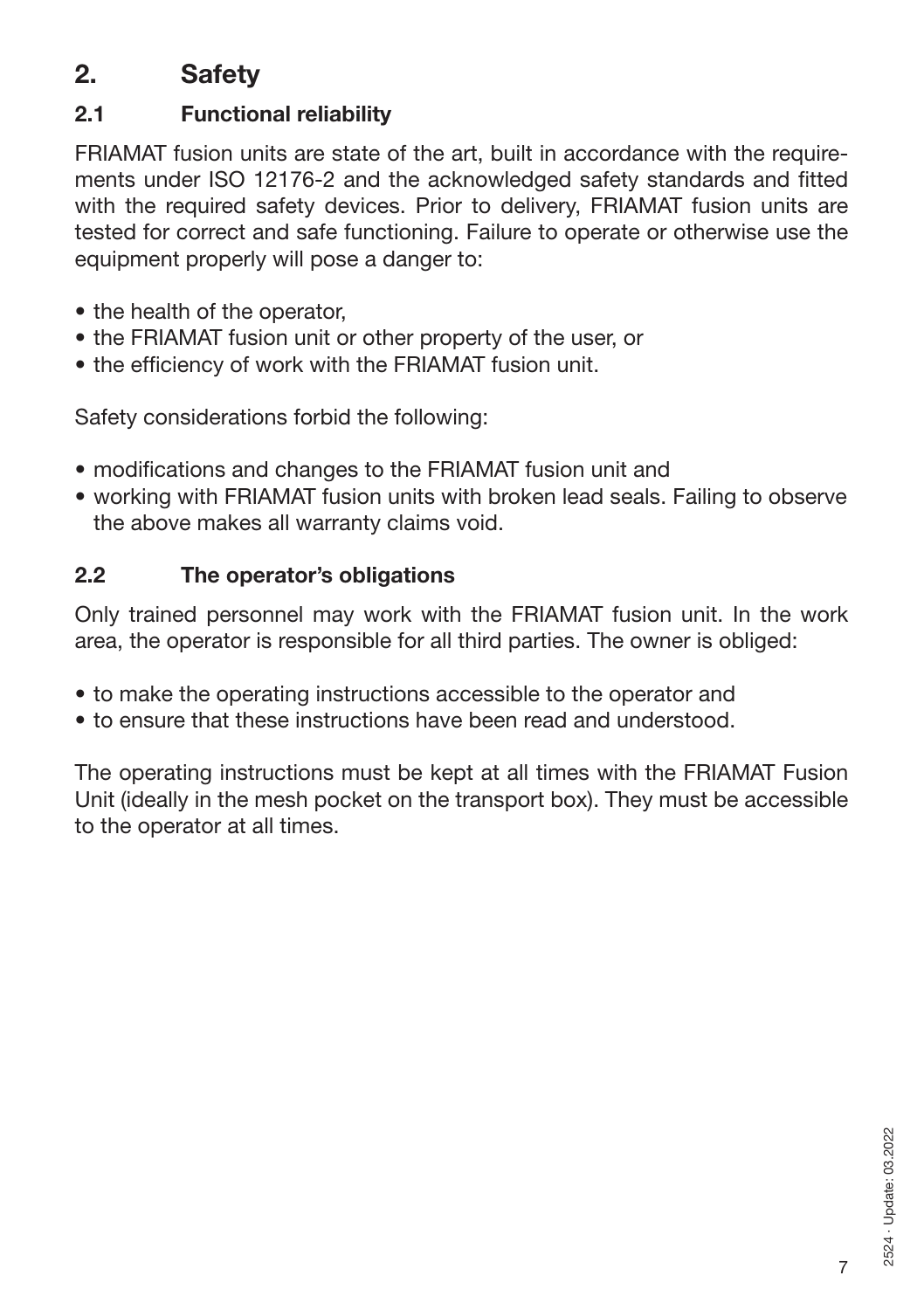# 2. Safety

## 2.1 Functional reliability

FRIAMAT fusion units are state of the art, built in accordance with the requirements under ISO 12176-2 and the acknowledged safety standards and fitted with the required safety devices. Prior to delivery, FRIAMAT fusion units are tested for correct and safe functioning. Failure to operate or otherwise use the equipment properly will pose a danger to:

- the health of the operator,
- the FRIAMAT fusion unit or other property of the user, or
- the efficiency of work with the FRIAMAT fusion unit.

Safety considerations forbid the following:

- modifications and changes to the FRIAMAT fusion unit and
- working with FRIAMAT fusion units with broken lead seals. Failing to observe the above makes all warranty claims void.

## 2.2 The operator's obligations

Only trained personnel may work with the FRIAMAT fusion unit. In the work area, the operator is responsible for all third parties. The owner is obliged:

- to make the operating instructions accessible to the operator and
- to ensure that these instructions have been read and understood.

The operating instructions must be kept at all times with the FRIAMAT Fusion Unit (ideally in the mesh pocket on the transport box). They must be accessible to the operator at all times.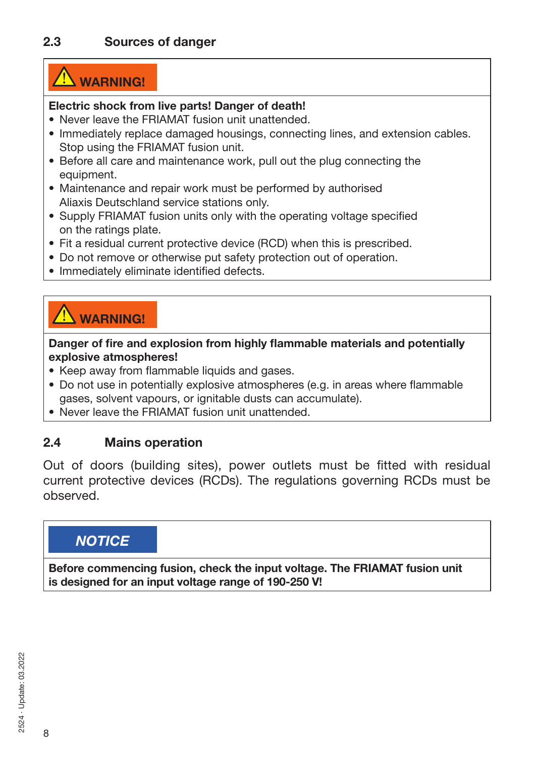## 2.3 Sources of danger

**⚠ WARNING!**

**Electric shock from live parts! Danger of death!**

- Never leave the FRIAMAT fusion unit unattended.
- Immediately replace damaged housings, connecting lines, and extension cables. Stop using the FRIAMAT fusion unit.
- Before all care and maintenance work, pull out the plug connecting the equipment.
- Maintenance and repair work must be performed by authorised Aliaxis Deutschland service stations only.
- Supply FRIAMAT fusion units only with the operating voltage specified on the ratings plate.
- Fit a residual current protective device (RCD) when this is prescribed.
- Do not remove or otherwise put safety protection out of operation.
- Immediately eliminate identified defects.

**⚠ WARNING!**

**Danger of fire and explosion from highly flammable materials and potentially explosive atmospheres!**

- Keep away from flammable liquids and gases.
- Do not use in potentially explosive atmospheres (e.g. in areas where flammable gases, solvent vapours, or ignitable dusts can accumulate).
- Never leave the FRIAMAT fusion unit unattended.

## 2.4 Mains operation

Out of doors (building sites), power outlets must be fitted with residual current protective devices (RCDs). The regulations governing RCDs must be observed.

***NOTICE***

**Before commencing fusion, check the input voltage. The FRIAMAT fusion unit is designed for an input voltage range of 190-250 V!**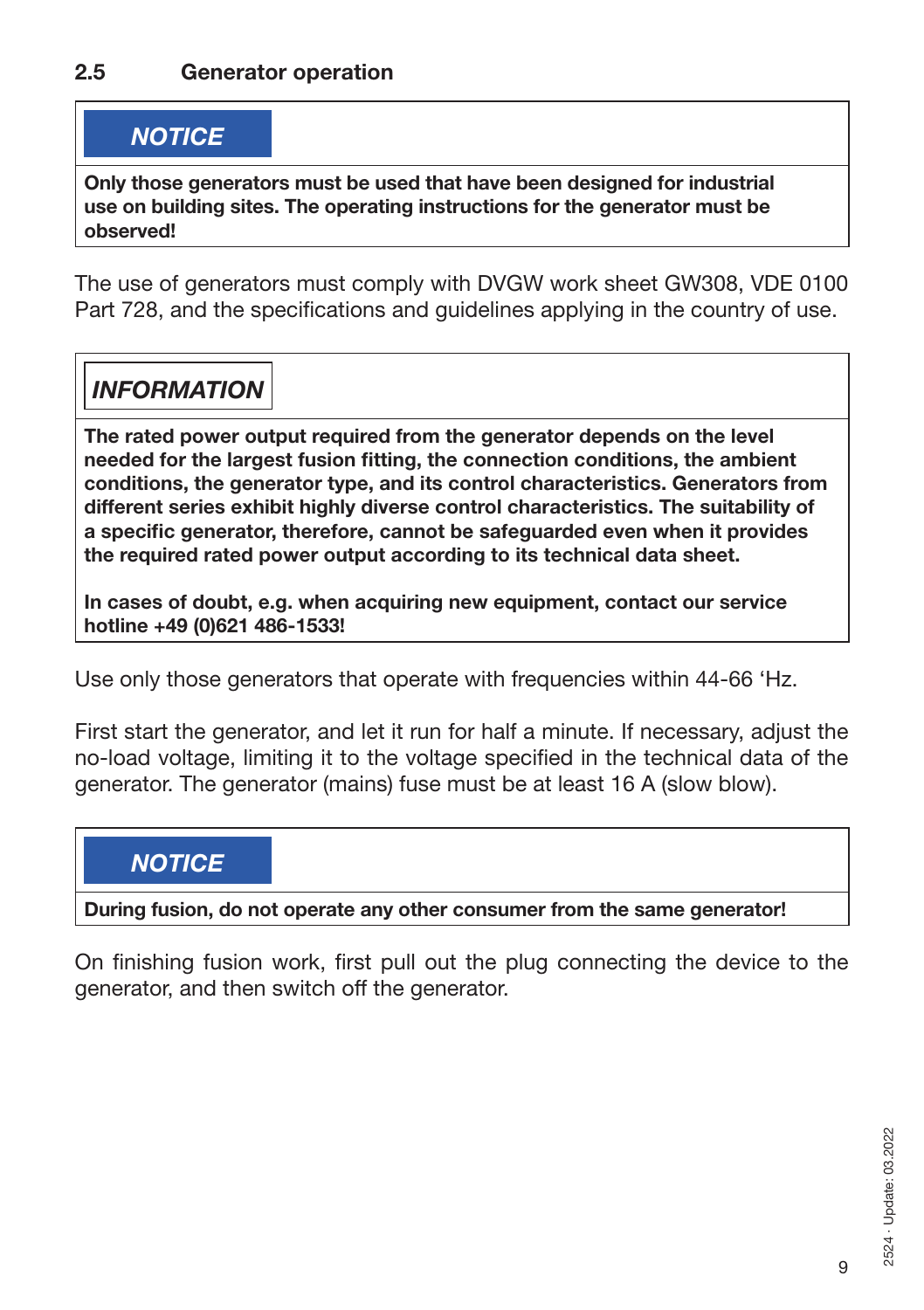## 2.5 Generator operation

**NOTICE**

**Only those generators must be used that have been designed for industrial use on building sites. The operating instructions for the generator must be observed!**

The use of generators must comply with DVGW work sheet GW308, VDE 0100 Part 728, and the specifications and guidelines applying in the country of use.

***INFORMATION***

**The rated power output required from the generator depends on the level needed for the largest fusion fitting, the connection conditions, the ambient conditions, the generator type, and its control characteristics. Generators from different series exhibit highly diverse control characteristics. The suitability of a specific generator, therefore, cannot be safeguarded even when it provides the required rated power output according to its technical data sheet.**

**In cases of doubt, e.g. when acquiring new equipment, contact our service hotline +49 (0)621 486-1533!**

Use only those generators that operate with frequencies within 44-66 'Hz.

First start the generator, and let it run for half a minute. If necessary, adjust the no-load voltage, limiting it to the voltage specified in the technical data of the generator. The generator (mains) fuse must be at least 16 A (slow blow).

**NOTICE**

**During fusion, do not operate any other consumer from the same generator!**

On finishing fusion work, first pull out the plug connecting the device to the generator, and then switch off the generator.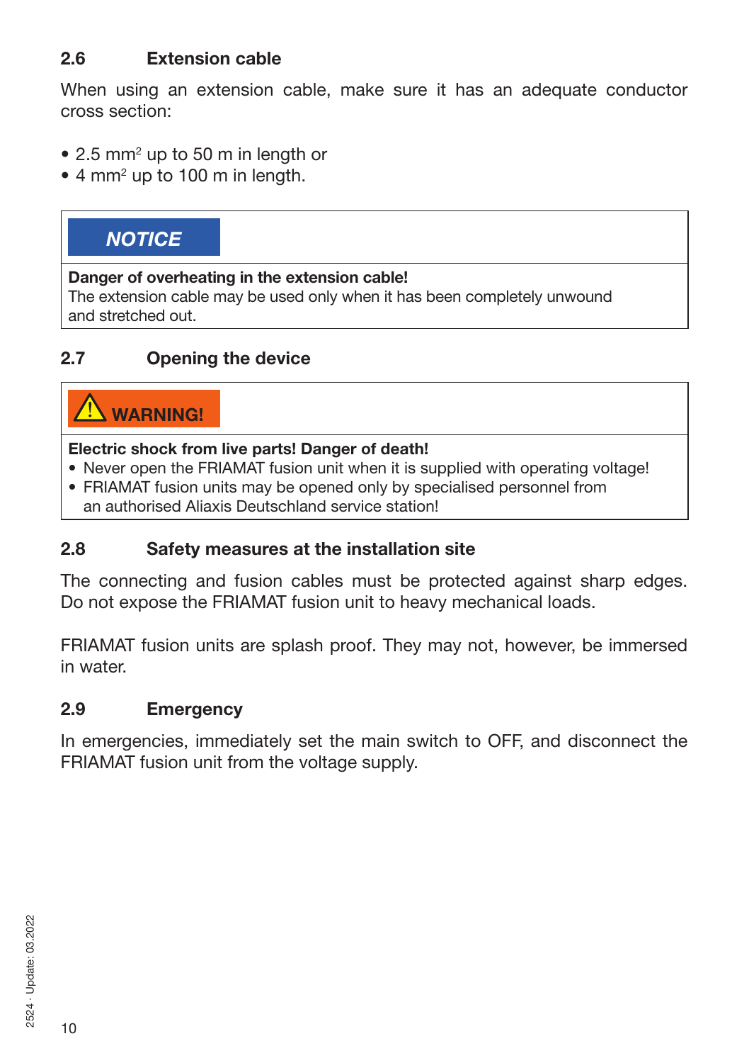## 2.6 Extension cable

When using an extension cable, make sure it has an adequate conductor cross section:

- 2.5 $mm^2$ up to 50 m in length or
- 4 $mm^2$ up to 100 m in length.

> **NOTICE**
>
> **Danger of overheating in the extension cable!**
> The extension cable may be used only when it has been completely unwound and stretched out.

## 2.7 Opening the device

> **WARNING!**
>
> **Electric shock from live parts! Danger of death!**
> - Never open the FRIAMAT fusion unit when it is supplied with operating voltage!
> - FRIAMAT fusion units may be opened only by specialised personnel from an authorised Aliaxis Deutschland service station!

## 2.8 Safety measures at the installation site

The connecting and fusion cables must be protected against sharp edges. Do not expose the FRIAMAT fusion unit to heavy mechanical loads.

FRIAMAT fusion units are splash proof. They may not, however, be immersed in water.

## 2.9 Emergency

In emergencies, immediately set the main switch to OFF, and disconnect the FRIAMAT fusion unit from the voltage supply.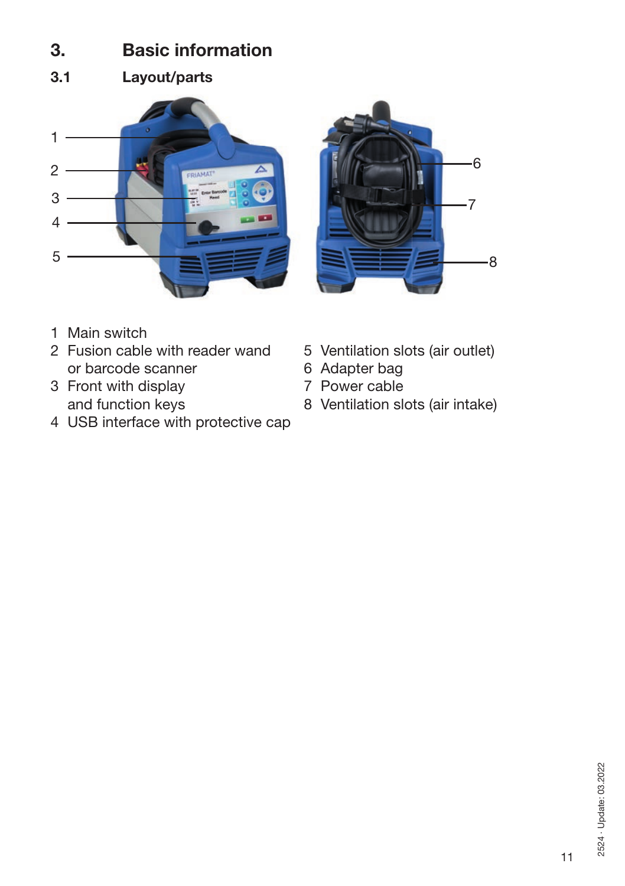# 3. Basic information

## 3.1 Layout/parts

1 Main switch
2 Fusion cable with reader wand or barcode scanner
3 Front with display and function keys
4 USB interface with protective cap
5 Ventilation slots (air outlet)
6 Adapter bag
7 Power cable
8 Ventilation slots (air intake)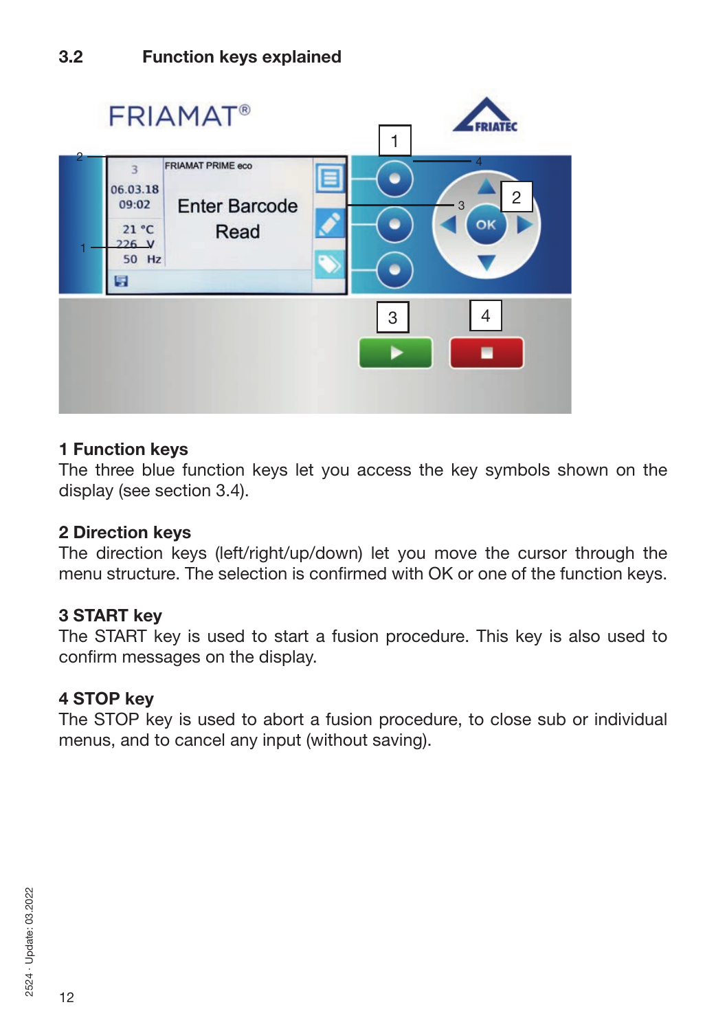## 3.2 Function keys explained

### 1 Function keys

The three blue function keys let you access the key symbols shown on the display (see section 3.4).

### 2 Direction keys

The direction keys (left/right/up/down) let you move the cursor through the menu structure. The selection is confirmed with OK or one of the function keys.

### 3 START key

The START key is used to start a fusion procedure. This key is also used to confirm messages on the display.

### 4 STOP key

The STOP key is used to abort a fusion procedure, to close sub or individual menus, and to cancel any input (without saving).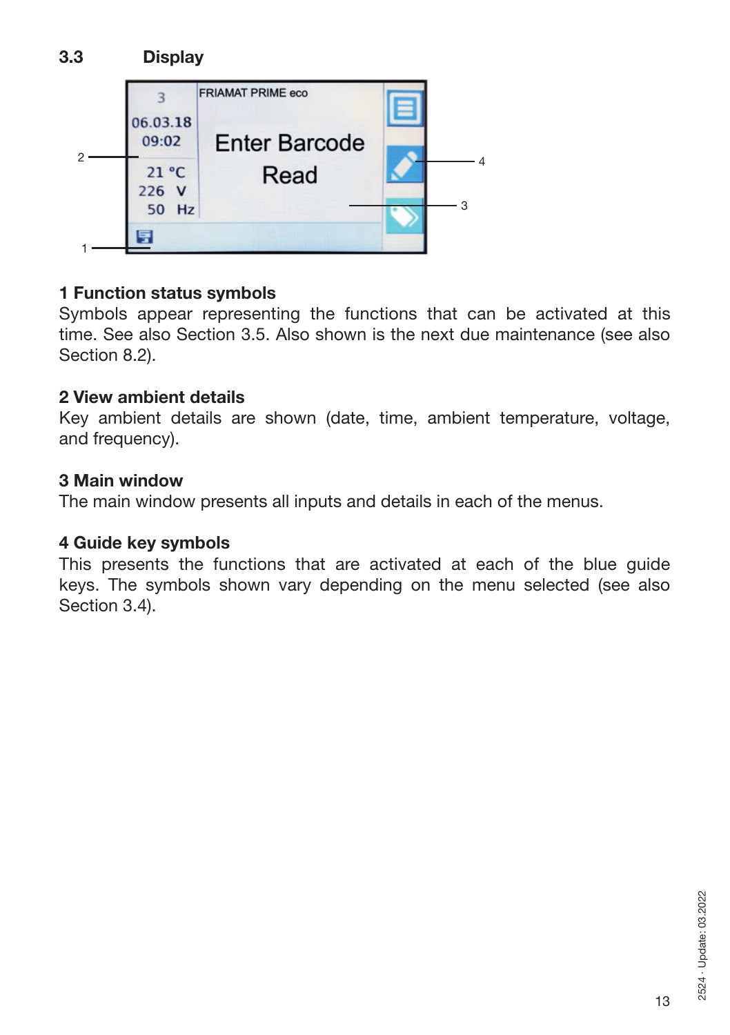## 3.3 Display

### 1 Function status symbols

Symbols appear representing the functions that can be activated at this time. See also Section 3.5. Also shown is the next due maintenance (see also Section 8.2).

### 2 View ambient details

Key ambient details are shown (date, time, ambient temperature, voltage, and frequency).

### 3 Main window

The main window presents all inputs and details in each of the menus.

### 4 Guide key symbols

This presents the functions that are activated at each of the blue guide keys. The symbols shown vary depending on the menu selected (see also Section 3.4).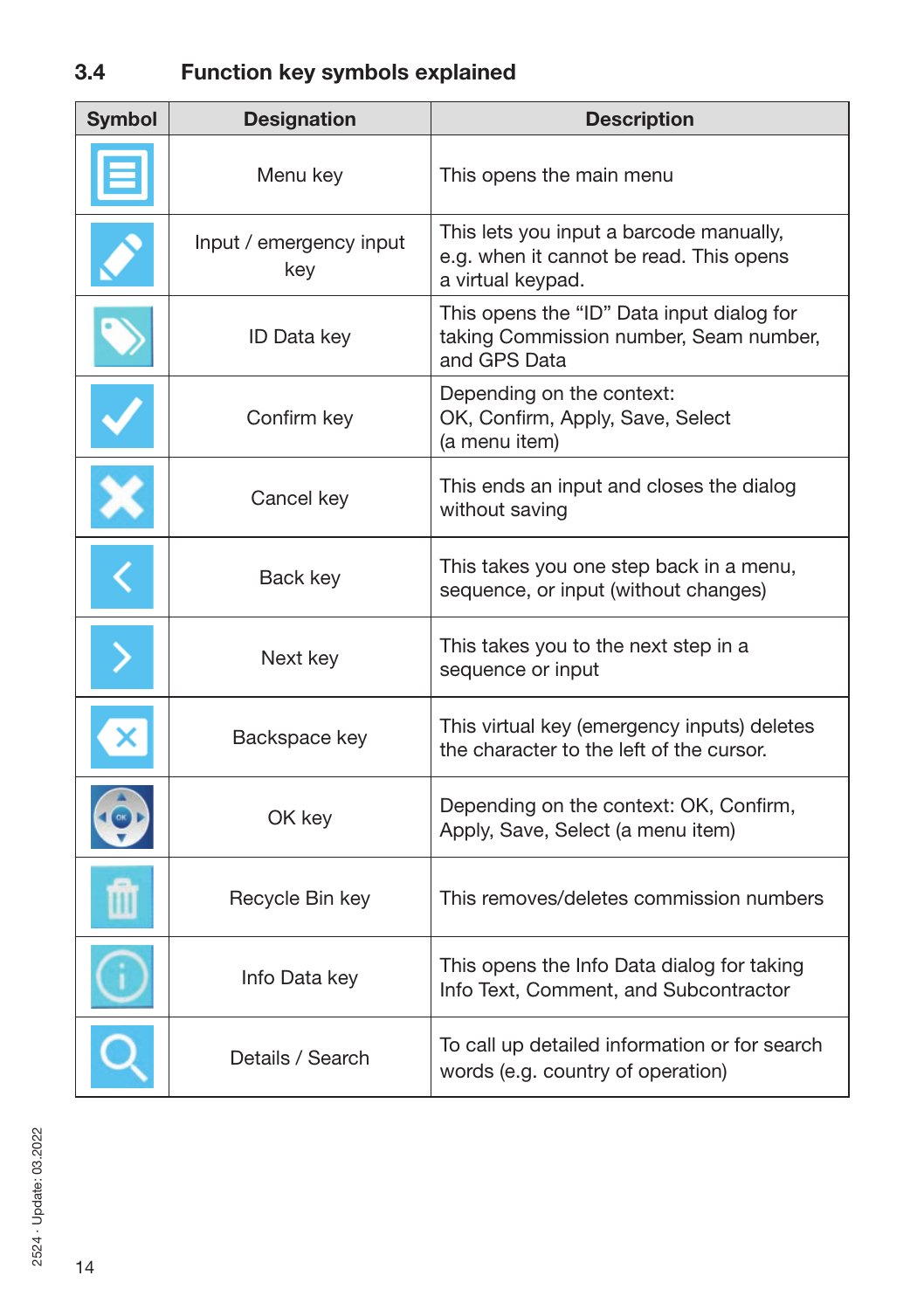## 3.4 Function key symbols explained

| Symbol | Designation | Description |
|---|---|---|
| | Menu key | This opens the main menu |
| | Input / emergency input key | This lets you input a barcode manually, e.g. when it cannot be read. This opens a virtual keypad. |
| | ID Data key | This opens the “ID” Data input dialog for taking Commission number, Seam number, and GPS Data |
| | Confirm key | Depending on the context: OK, Confirm, Apply, Save, Select (a menu item) |
| | Cancel key | This ends an input and closes the dialog without saving |
| | Back key | This takes you one step back in a menu, sequence, or input (without changes) |
| | Next key | This takes you to the next step in a sequence or input |
| | Backspace key | This virtual key (emergency inputs) deletes the character to the left of the cursor. |
| | OK key | Depending on the context: OK, Confirm, Apply, Save, Select (a menu item) |
| | Recycle Bin key | This removes/deletes commission numbers |
| | Info Data key | This opens the Info Data dialog for taking Info Text, Comment, and Subcontractor |
| | Details / Search | To call up detailed information or for search words (e.g. country of operation) |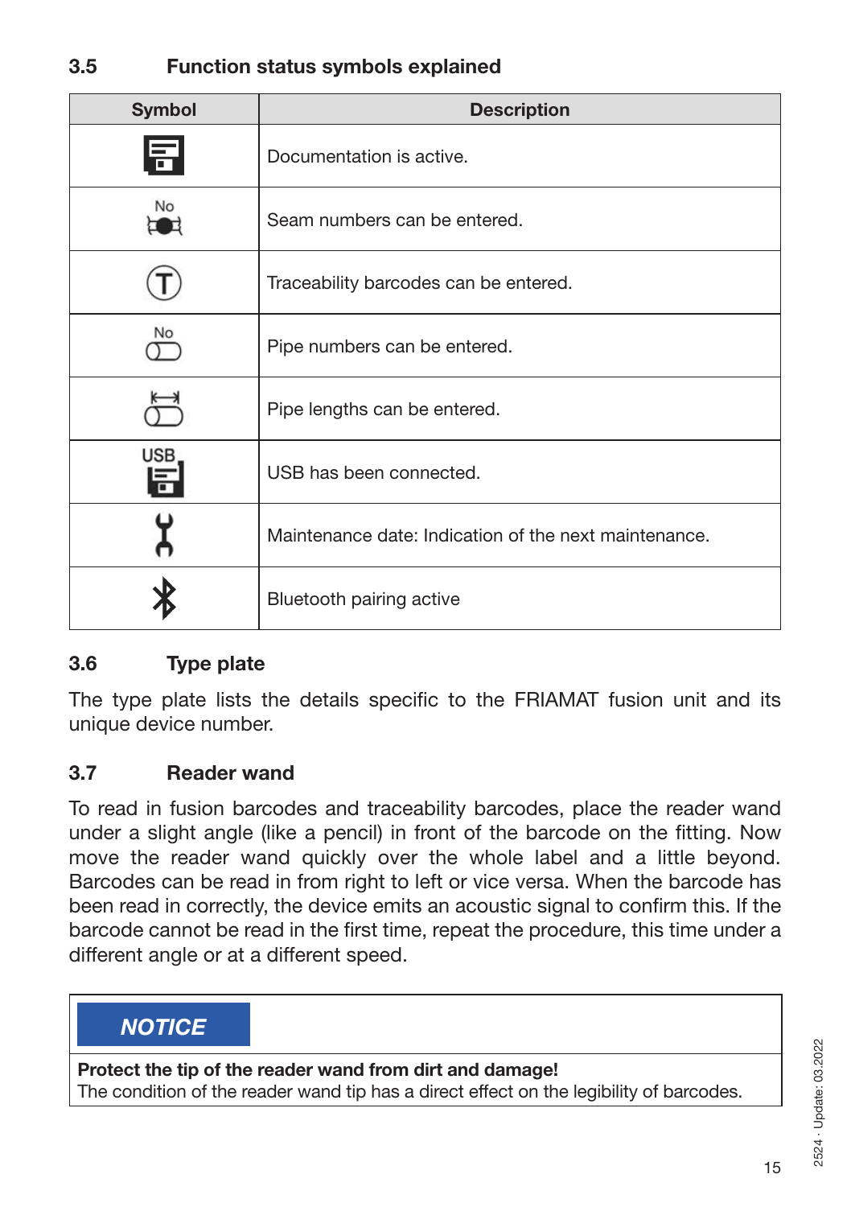## 3.5 Function status symbols explained

| Symbol | Description |
|---|---|
|  | Documentation is active. |
| No | Seam numbers can be entered. |
| T | Traceability barcodes can be entered. |
| No | Pipe numbers can be entered. |
|  | Pipe lengths can be entered. |
| USB | USB has been connected. |
|  | Maintenance date: Indication of the next maintenance. |
|  | Bluetooth pairing active |

## 3.6 Type plate

The type plate lists the details specific to the FRIAMAT fusion unit and its unique device number.

## 3.7 Reader wand

To read in fusion barcodes and traceability barcodes, place the reader wand under a slight angle (like a pencil) in front of the barcode on the fitting. Now move the reader wand quickly over the whole label and a little beyond. Barcodes can be read in from right to left or vice versa. When the barcode has been read in correctly, the device emits an acoustic signal to confirm this. If the barcode cannot be read in the first time, repeat the procedure, this time under a different angle or at a different speed.

**NOTICE**

**Protect the tip of the reader wand from dirt and damage!**
The condition of the reader wand tip has a direct effect on the legibility of barcodes.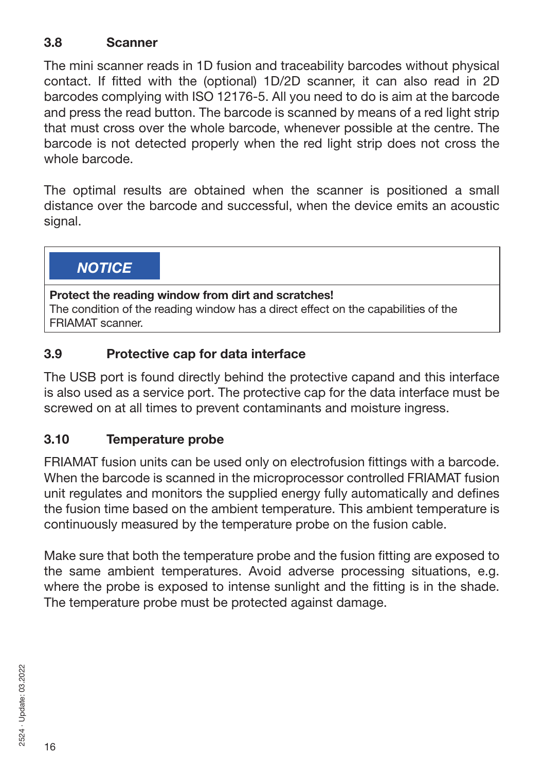### 3.8 Scanner

The mini scanner reads in 1D fusion and traceability barcodes without physical contact. If fitted with the (optional) 1D/2D scanner, it can also read in 2D barcodes complying with ISO 12176-5. All you need to do is aim at the barcode and press the read button. The barcode is scanned by means of a red light strip that must cross over the whole barcode, whenever possible at the centre. The barcode is not detected properly when the red light strip does not cross the whole barcode.

The optimal results are obtained when the scanner is positioned a small distance over the barcode and successful, when the device emits an acoustic signal.

> ***NOTICE***
>
> **Protect the reading window from dirt and scratches!**
> The condition of the reading window has a direct effect on the capabilities of the FRIAMAT scanner.

### 3.9 Protective cap for data interface

The USB port is found directly behind the protective capand and this interface is also used as a service port. The protective cap for the data interface must be screwed on at all times to prevent contaminants and moisture ingress.

### 3.10 Temperature probe

FRIAMAT fusion units can be used only on electrofusion fittings with a barcode. When the barcode is scanned in the microprocessor controlled FRIAMAT fusion unit regulates and monitors the supplied energy fully automatically and defines the fusion time based on the ambient temperature. This ambient temperature is continuously measured by the temperature probe on the fusion cable.

Make sure that both the temperature probe and the fusion fitting are exposed to the same ambient temperatures. Avoid adverse processing situations, e.g. where the probe is exposed to intense sunlight and the fitting is in the shade. The temperature probe must be protected against damage.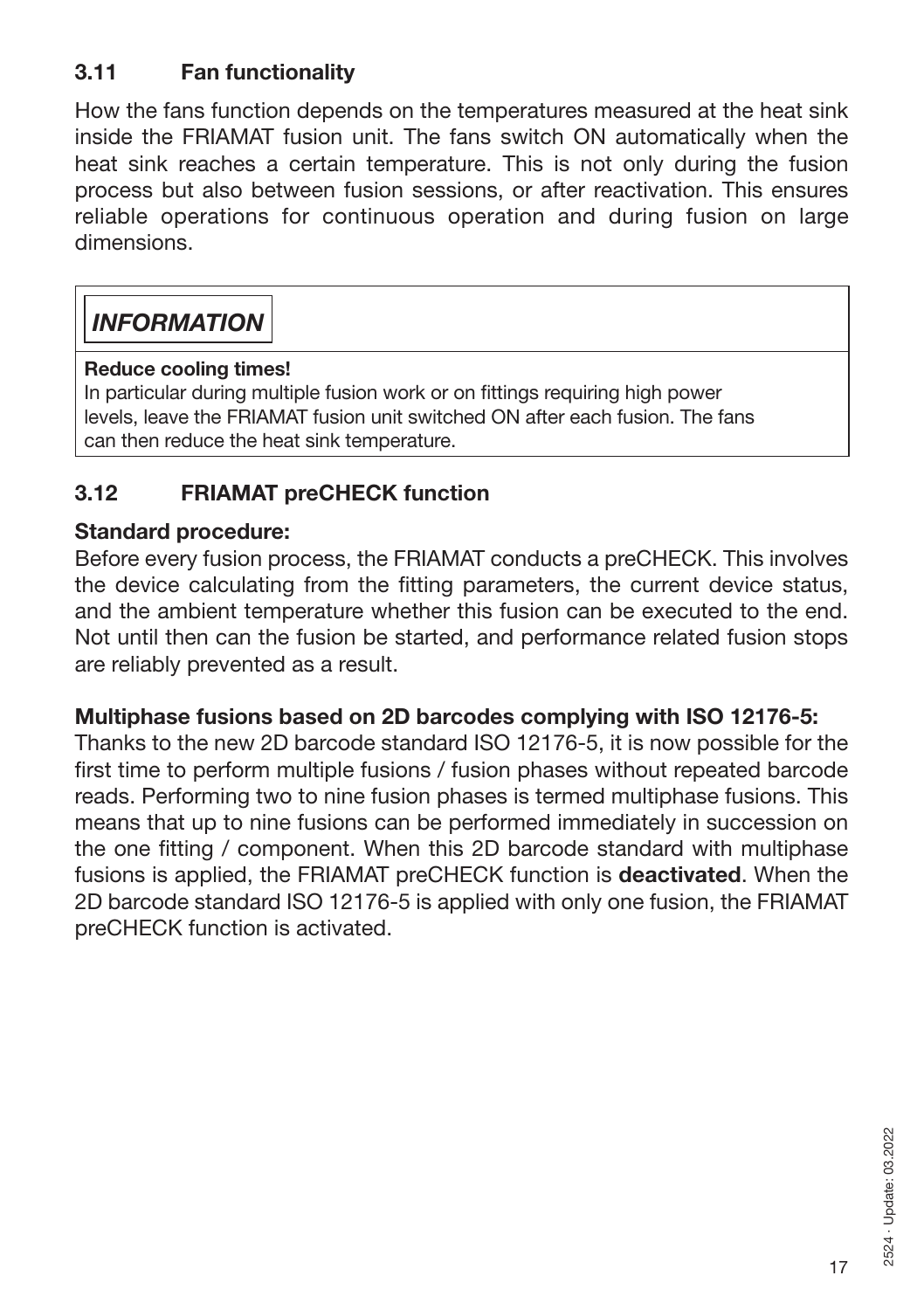### 3.11 Fan functionality

How the fans function depends on the temperatures measured at the heat sink inside the FRIAMAT fusion unit. The fans switch ON automatically when the heat sink reaches a certain temperature. This is not only during the fusion process but also between fusion sessions, or after reactivation. This ensures reliable operations for continuous operation and during fusion on large dimensions.

> ***INFORMATION***
>
> **Reduce cooling times!**
> In particular during multiple fusion work or on fittings requiring high power levels, leave the FRIAMAT fusion unit switched ON after each fusion. The fans can then reduce the heat sink temperature.

### 3.12 FRIAMAT preCHECK function

**Standard procedure:**
Before every fusion process, the FRIAMAT conducts a preCHECK. This involves the device calculating from the fitting parameters, the current device status, and the ambient temperature whether this fusion can be executed to the end. Not until then can the fusion be started, and performance related fusion stops are reliably prevented as a result.

**Multiphase fusions based on 2D barcodes complying with ISO 12176-5:**
Thanks to the new 2D barcode standard ISO 12176-5, it is now possible for the first time to perform multiple fusions / fusion phases without repeated barcode reads. Performing two to nine fusion phases is termed multiphase fusions. This means that up to nine fusions can be performed immediately in succession on the one fitting / component. When this 2D barcode standard with multiphase fusions is applied, the FRIAMAT preCHECK function is **deactivated**. When the 2D barcode standard ISO 12176-5 is applied with only one fusion, the FRIAMAT preCHECK function is activated.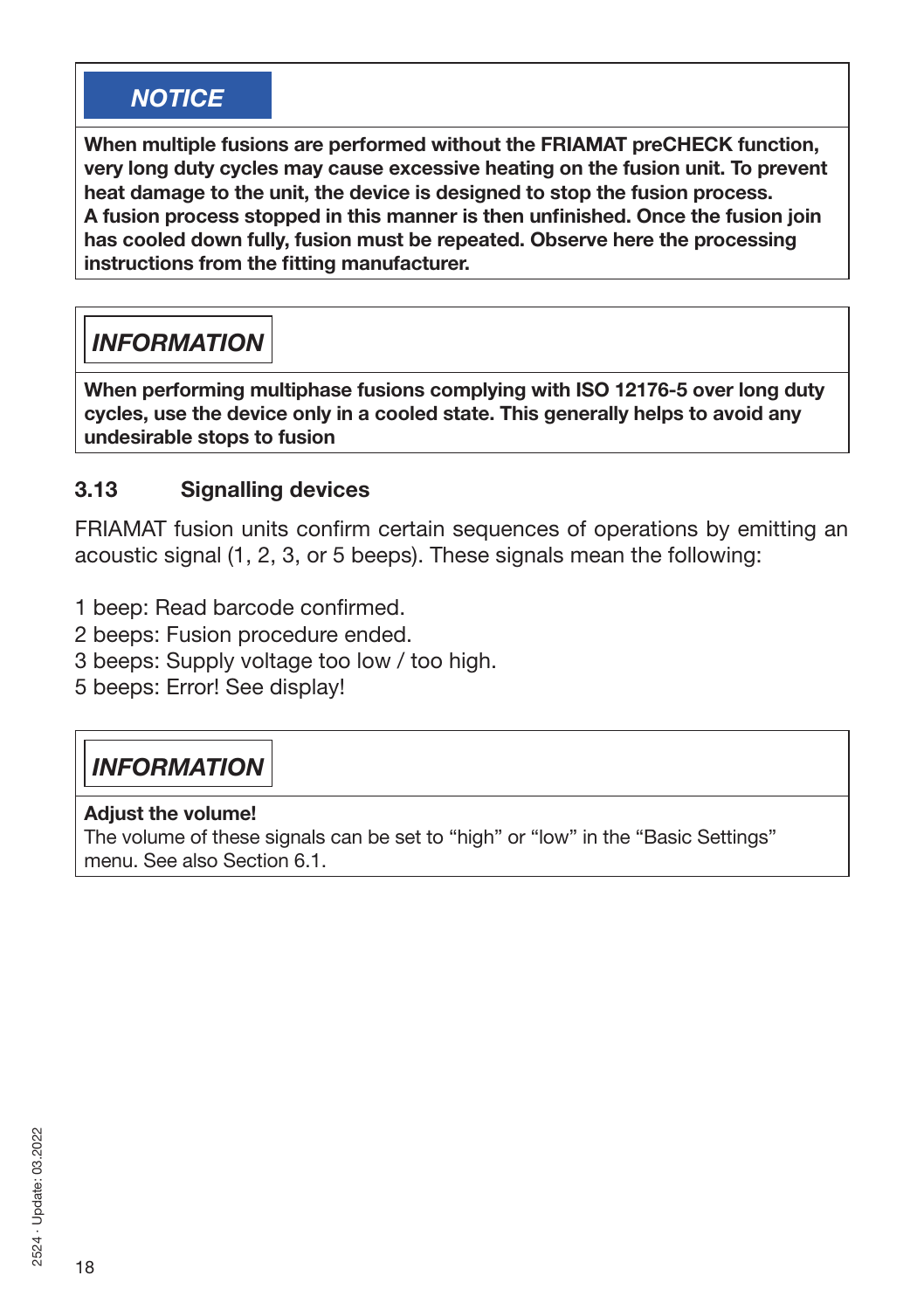**NOTICE**

**When multiple fusions are performed without the FRIAMAT preCHECK function, very long duty cycles may cause excessive heating on the fusion unit. To prevent heat damage to the unit, the device is designed to stop the fusion process. A fusion process stopped in this manner is then unfinished. Once the fusion join has cooled down fully, fusion must be repeated. Observe here the processing instructions from the fitting manufacturer.**

***INFORMATION***

**When performing multiphase fusions complying with ISO 12176-5 over long duty cycles, use the device only in a cooled state. This generally helps to avoid any undesirable stops to fusion**

### 3.13 Signalling devices

FRIAMAT fusion units confirm certain sequences of operations by emitting an acoustic signal (1, 2, 3, or 5 beeps). These signals mean the following:

1 beep: Read barcode confirmed.
2 beeps: Fusion procedure ended.
3 beeps: Supply voltage too low / too high.
5 beeps: Error! See display!

***INFORMATION***

**Adjust the volume!**
The volume of these signals can be set to “high” or “low” in the “Basic Settings” menu. See also Section 6.1.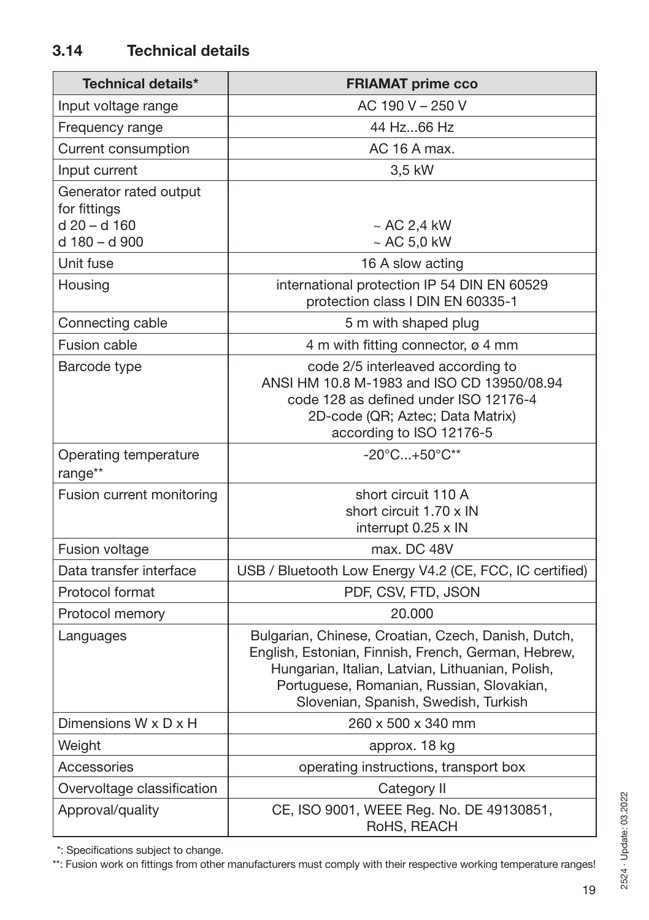## 3.14 Technical details

| Technical details* | FRIAMAT prime cco |
|---|---|
| Input voltage range | AC 190 V – 250 V |
| Frequency range | 44 Hz...66 Hz |
| Current consumption | AC 16 A max. |
| Input current | 3,5 kW |
| Generator rated output for fittings<br>d 20 – d 160<br>d 180 – d 900 | <br><br>~ AC 2,4 kW<br>~ AC 5,0 kW |
| Unit fuse | 16 A slow acting |
| Housing | international protection IP 54 DIN EN 60529<br>protection class I DIN EN 60335-1 |
| Connecting cable | 5 m with shaped plug |
| Fusion cable | 4 m with fitting connector, ø 4 mm |
| Barcode type | code 2/5 interleaved according to<br>ANSI HM 10.8 M-1983 and ISO CD 13950/08.94<br>code 128 as defined under ISO 12176-4<br>2D-code (QR; Aztec; Data Matrix)<br>according to ISO 12176-5 |
| Operating temperature range** | -20°C...+50°C** |
| Fusion current monitoring | short circuit 110 A<br>short circuit 1.70 x IN<br>interrupt 0.25 x IN |
| Fusion voltage | max. DC 48V |
| Data transfer interface | USB / Bluetooth Low Energy V4.2 (CE, FCC, IC certified) |
| Protocol format | PDF, CSV, FTD, JSON |
| Protocol memory | 20.000 |
| Languages | Bulgarian, Chinese, Croatian, Czech, Danish, Dutch, English, Estonian, Finnish, French, German, Hebrew, Hungarian, Italian, Latvian, Lithuanian, Polish, Portuguese, Romanian, Russian, Slovakian, Slovenian, Spanish, Swedish, Turkish |
| Dimensions W x D x H | 260 x 500 x 340 mm |
| Weight | approx. 18 kg |
| Accessories | operating instructions, transport box |
| Overvoltage classification | Category II |
| Approval/quality | CE, ISO 9001, WEEE Reg. No. DE 49130851, RoHS, REACH |

*: Specifications subject to change.

**: Fusion work on fittings from other manufacturers must comply with their respective working temperature ranges!

2524 · Update: 03.2022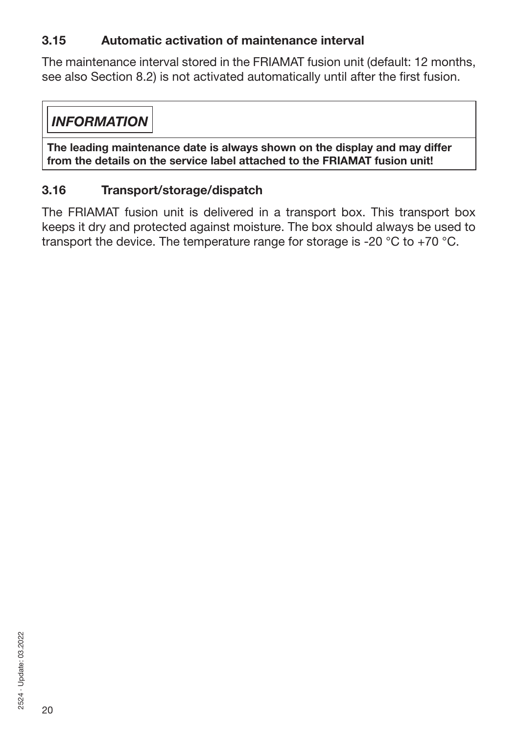### 3.15 Automatic activation of maintenance interval

The maintenance interval stored in the FRIAMAT fusion unit (default: 12 months, see also Section 8.2) is not activated automatically until after the first fusion.

***INFORMATION***

**The leading maintenance date is always shown on the display and may differ from the details on the service label attached to the FRIAMAT fusion unit!**

### 3.16 Transport/storage/dispatch

The FRIAMAT fusion unit is delivered in a transport box. This transport box keeps it dry and protected against moisture. The box should always be used to transport the device. The temperature range for storage is -20 °C to +70 °C.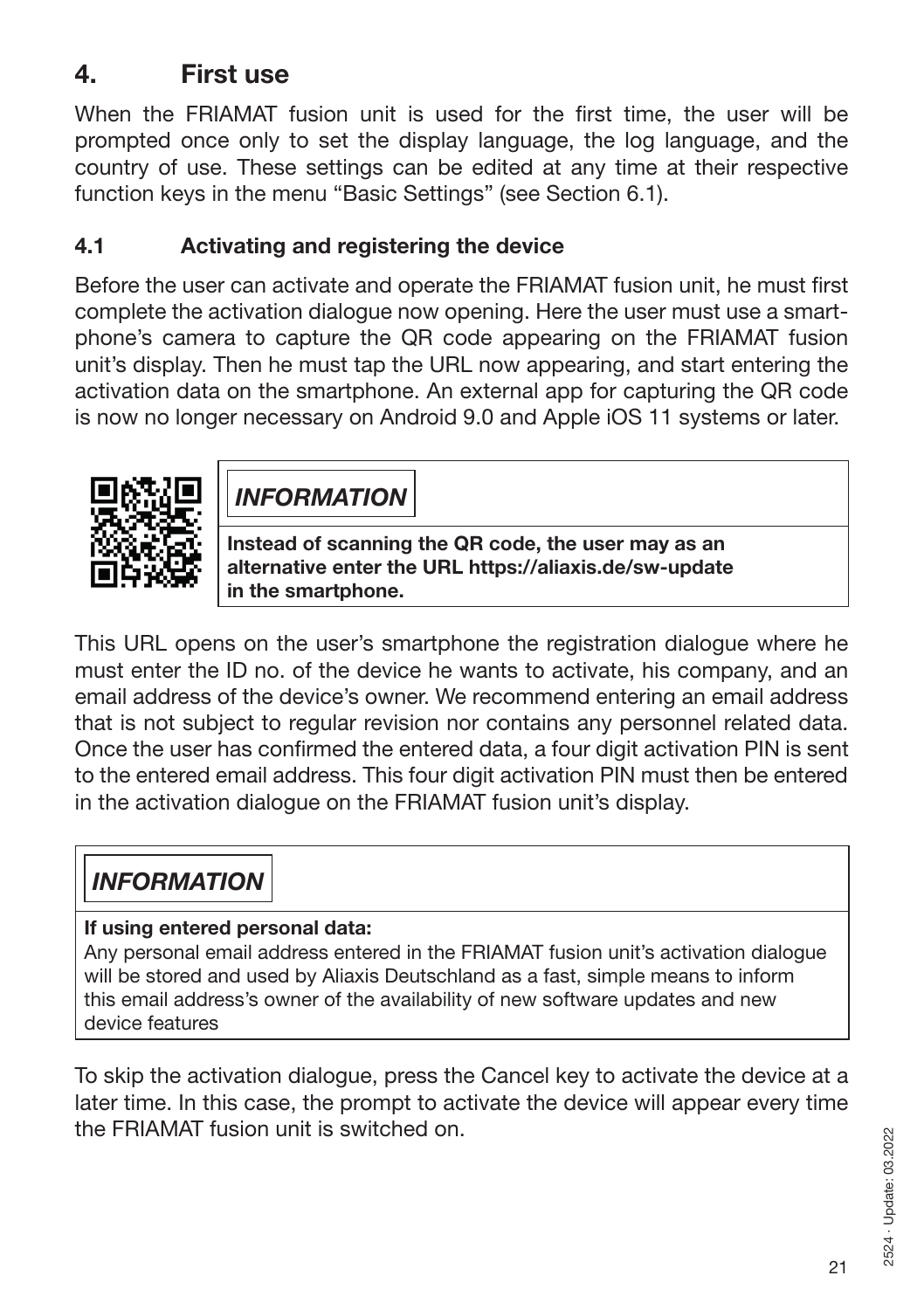# 4. First use

When the FRIAMAT fusion unit is used for the first time, the user will be prompted once only to set the display language, the log language, and the country of use. These settings can be edited at any time at their respective function keys in the menu "Basic Settings" (see Section 6.1).

## 4.1 Activating and registering the device

Before the user can activate and operate the FRIAMAT fusion unit, he must first complete the activation dialogue now opening. Here the user must use a smartphone's camera to capture the QR code appearing on the FRIAMAT fusion unit's display. Then he must tap the URL now appearing, and start entering the activation data on the smartphone. An external app for capturing the QR code is now no longer necessary on Android 9.0 and Apple iOS 11 systems or later.

> ***INFORMATION***
>
> **Instead of scanning the QR code, the user may as an alternative enter the URL https://aliaxis.de/sw-update in the smartphone.**

This URL opens on the user's smartphone the registration dialogue where he must enter the ID no. of the device he wants to activate, his company, and an email address of the device's owner. We recommend entering an email address that is not subject to regular revision nor contains any personnel related data. Once the user has confirmed the entered data, a four digit activation PIN is sent to the entered email address. This four digit activation PIN must then be entered in the activation dialogue on the FRIAMAT fusion unit's display.

> ***INFORMATION***
>
> **If using entered personal data:**
> Any personal email address entered in the FRIAMAT fusion unit's activation dialogue will be stored and used by Aliaxis Deutschland as a fast, simple means to inform this email address's owner of the availability of new software updates and new device features

To skip the activation dialogue, press the Cancel key to activate the device at a later time. In this case, the prompt to activate the device will appear every time the FRIAMAT fusion unit is switched on.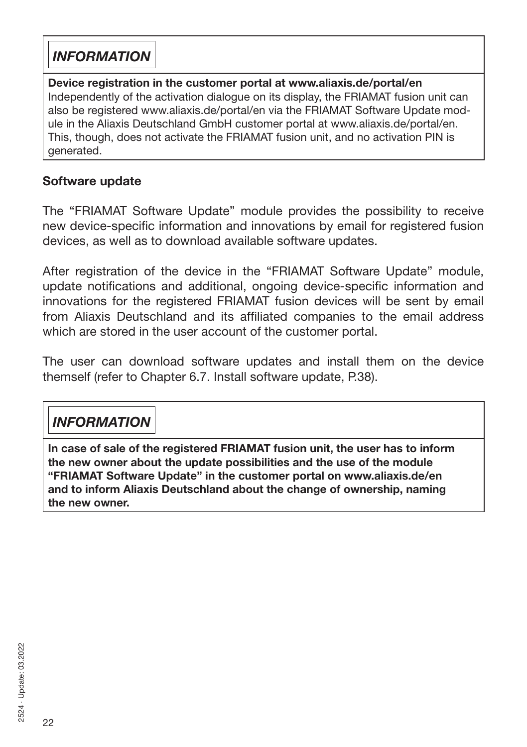***INFORMATION***

**Device registration in the customer portal at www.aliaxis.de/portal/en**
Independently of the activation dialogue on its display, the FRIAMAT fusion unit can also be registered www.aliaxis.de/portal/en via the FRIAMAT Software Update module in the Aliaxis Deutschland GmbH customer portal at www.aliaxis.de/portal/en. This, though, does not activate the FRIAMAT fusion unit, and no activation PIN is generated.

**Software update**

The "FRIAMAT Software Update" module provides the possibility to receive new device-specific information and innovations by email for registered fusion devices, as well as to download available software updates.

After registration of the device in the "FRIAMAT Software Update" module, update notifications and additional, ongoing device-specific information and innovations for the registered FRIAMAT fusion devices will be sent by email from Aliaxis Deutschland and its affiliated companies to the email address which are stored in the user account of the customer portal.

The user can download software updates and install them on the device themself (refer to Chapter 6.7. Install software update, P.38).

***INFORMATION***

**In case of sale of the registered FRIAMAT fusion unit, the user has to inform the new owner about the update possibilities and the use of the module "FRIAMAT Software Update" in the customer portal on www.aliaxis.de/en and to inform Aliaxis Deutschland about the change of ownership, naming the new owner.**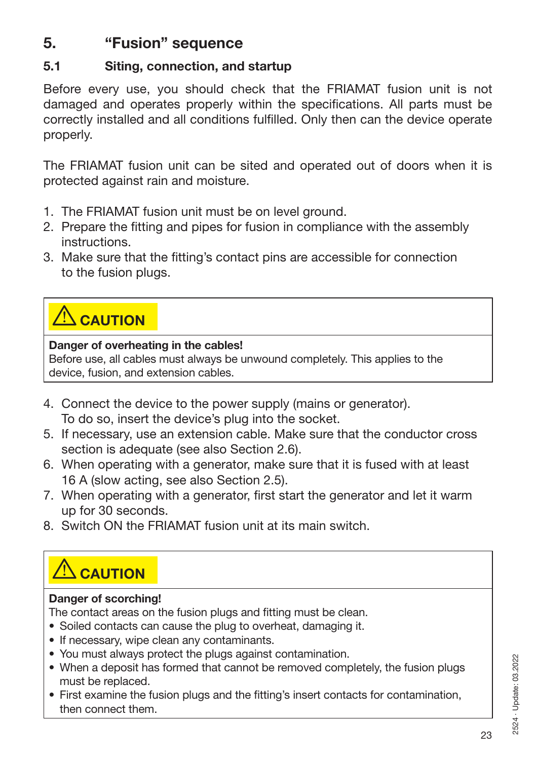# 5. “Fusion” sequence

## 5.1 Siting, connection, and startup

Before every use, you should check that the FRIAMAT fusion unit is not damaged and operates properly within the specifications. All parts must be correctly installed and all conditions fulfilled. Only then can the device operate properly.

The FRIAMAT fusion unit can be sited and operated out of doors when it is protected against rain and moisture.

1. The FRIAMAT fusion unit must be on level ground.
2. Prepare the fitting and pipes for fusion in compliance with the assembly instructions.
3. Make sure that the fitting’s contact pins are accessible for connection to the fusion plugs.

> ⚠ **CAUTION**
>
> **Danger of overheating in the cables!**
> Before use, all cables must always be unwound completely. This applies to the device, fusion, and extension cables.

4. Connect the device to the power supply (mains or generator). To do so, insert the device’s plug into the socket.
5. If necessary, use an extension cable. Make sure that the conductor cross section is adequate (see also Section 2.6).
6. When operating with a generator, make sure that it is fused with at least 16 A (slow acting, see also Section 2.5).
7. When operating with a generator, first start the generator and let it warm up for 30 seconds.
8. Switch ON the FRIAMAT fusion unit at its main switch.

> ⚠ **CAUTION**
>
> **Danger of scorching!**
> The contact areas on the fusion plugs and fitting must be clean.
> - Soiled contacts can cause the plug to overheat, damaging it.
> - If necessary, wipe clean any contaminants.
> - You must always protect the plugs against contamination.
> - When a deposit has formed that cannot be removed completely, the fusion plugs must be replaced.
> - First examine the fusion plugs and the fitting’s insert contacts for contamination, then connect them.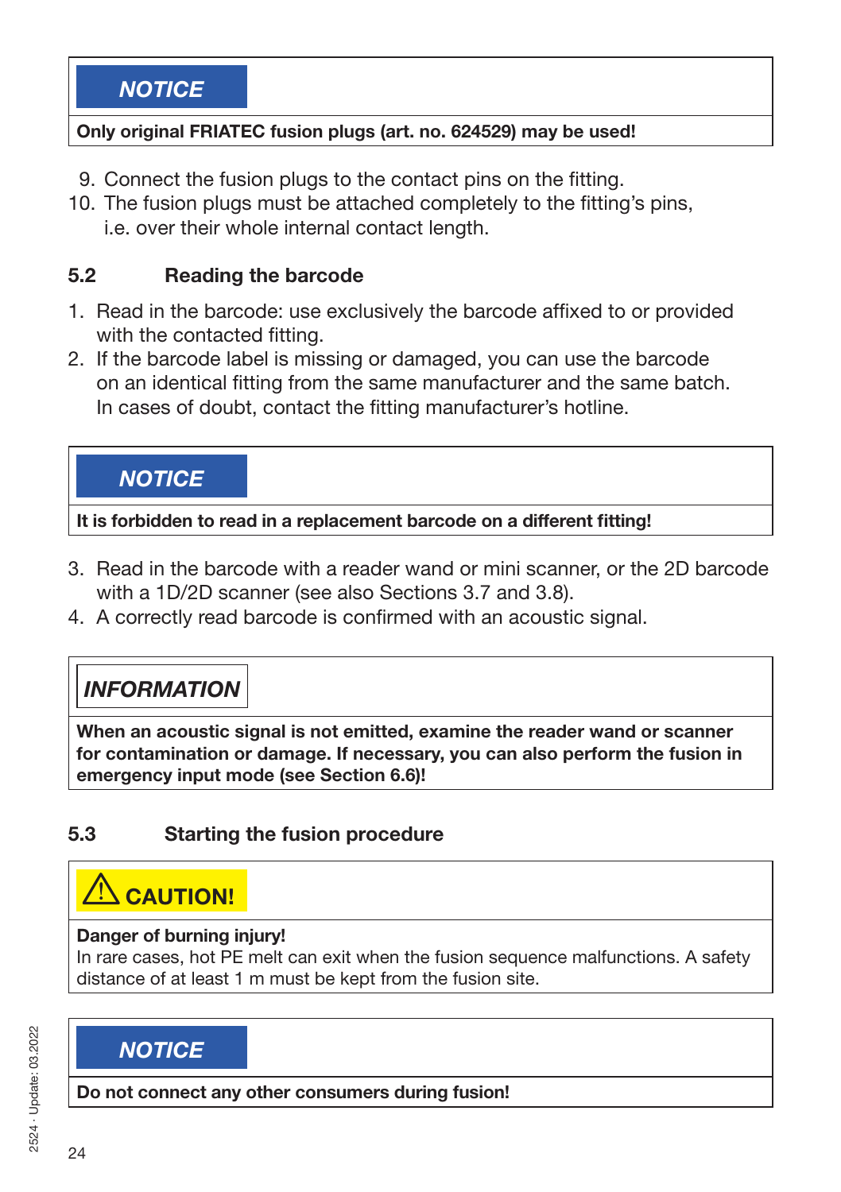**NOTICE**

**Only original FRIATEC fusion plugs (art. no. 624529) may be used!**

9. Connect the fusion plugs to the contact pins on the fitting.
10. The fusion plugs must be attached completely to the fitting's pins, i.e. over their whole internal contact length.

## 5.2 Reading the barcode

1. Read in the barcode: use exclusively the barcode affixed to or provided with the contacted fitting.
2. If the barcode label is missing or damaged, you can use the barcode on an identical fitting from the same manufacturer and the same batch. In cases of doubt, contact the fitting manufacturer's hotline.

**NOTICE**

**It is forbidden to read in a replacement barcode on a different fitting!**

3. Read in the barcode with a reader wand or mini scanner, or the 2D barcode with a 1D/2D scanner (see also Sections 3.7 and 3.8).
4. A correctly read barcode is confirmed with an acoustic signal.

***INFORMATION***

**When an acoustic signal is not emitted, examine the reader wand or scanner for contamination or damage. If necessary, you can also perform the fusion in emergency input mode (see Section 6.6)!**

## 5.3 Starting the fusion procedure

**⚠ CAUTION!**

**Danger of burning injury!**
In rare cases, hot PE melt can exit when the fusion sequence malfunctions. A safety distance of at least 1 m must be kept from the fusion site.

**NOTICE**

**Do not connect any other consumers during fusion!**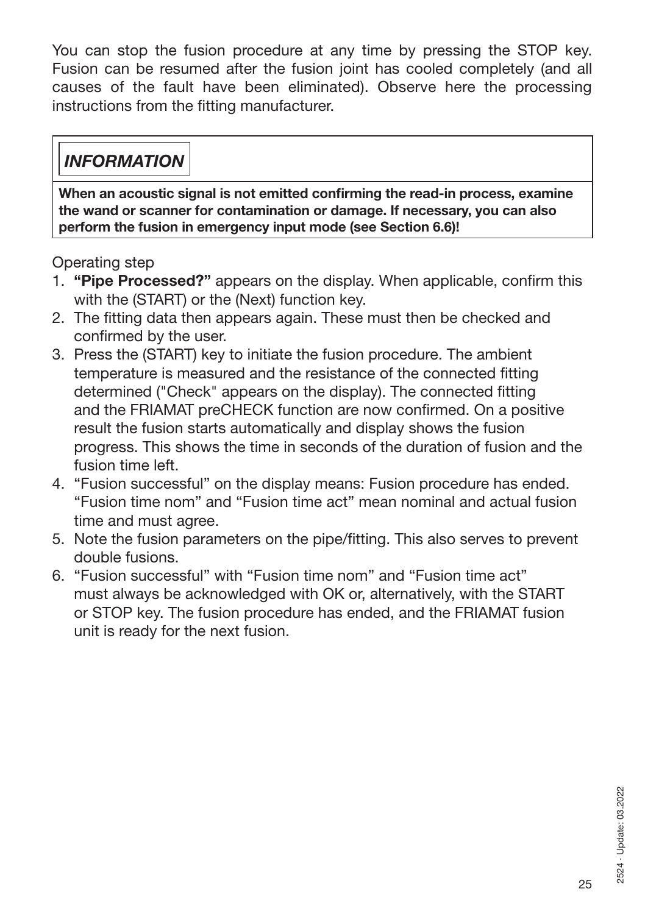You can stop the fusion procedure at any time by pressing the STOP key. Fusion can be resumed after the fusion joint has cooled completely (and all causes of the fault have been eliminated). Observe here the processing instructions from the fitting manufacturer.

> ***INFORMATION***
>
> **When an acoustic signal is not emitted confirming the read-in process, examine the wand or scanner for contamination or damage. If necessary, you can also perform the fusion in emergency input mode (see Section 6.6)!**

Operating step

1. **"Pipe Processed?"** appears on the display. When applicable, confirm this with the (START) or the (Next) function key.
2. The fitting data then appears again. These must then be checked and confirmed by the user.
3. Press the (START) key to initiate the fusion procedure. The ambient temperature is measured and the resistance of the connected fitting determined ("Check" appears on the display). The connected fitting and the FRIAMAT preCHECK function are now confirmed. On a positive result the fusion starts automatically and display shows the fusion progress. This shows the time in seconds of the duration of fusion and the fusion time left.
4. "Fusion successful" on the display means: Fusion procedure has ended. "Fusion time nom" and "Fusion time act" mean nominal and actual fusion time and must agree.
5. Note the fusion parameters on the pipe/fitting. This also serves to prevent double fusions.
6. "Fusion successful" with "Fusion time nom" and "Fusion time act" must always be acknowledged with OK or, alternatively, with the START or STOP key. The fusion procedure has ended, and the FRIAMAT fusion unit is ready for the next fusion.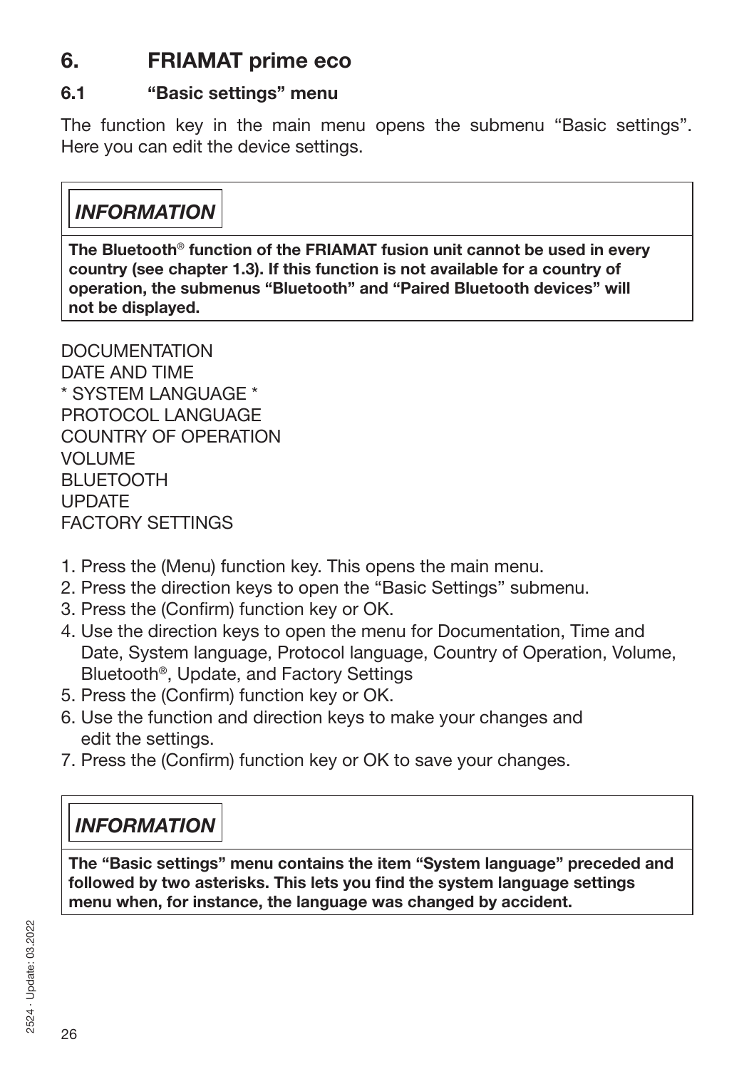# 6. FRIAMAT prime eco

## 6.1 "Basic settings" menu

The function key in the main menu opens the submenu "Basic settings". Here you can edit the device settings.

> ***INFORMATION***
>
> **The Bluetooth® function of the FRIAMAT fusion unit cannot be used in every country (see chapter 1.3). If this function is not available for a country of operation, the submenus "Bluetooth" and "Paired Bluetooth devices" will not be displayed.**

DOCUMENTATION
DATE AND TIME
* SYSTEM LANGUAGE *
PROTOCOL LANGUAGE
COUNTRY OF OPERATION
VOLUME
BLUETOOTH
UPDATE
FACTORY SETTINGS

1. Press the (Menu) function key. This opens the main menu.
2. Press the direction keys to open the "Basic Settings" submenu.
3. Press the (Confirm) function key or OK.
4. Use the direction keys to open the menu for Documentation, Time and Date, System language, Protocol language, Country of Operation, Volume, Bluetooth®, Update, and Factory Settings
5. Press the (Confirm) function key or OK.
6. Use the function and direction keys to make your changes and edit the settings.
7. Press the (Confirm) function key or OK to save your changes.

> ***INFORMATION***
>
> **The "Basic settings" menu contains the item "System language" preceded and followed by two asterisks. This lets you find the system language settings menu when, for instance, the language was changed by accident.**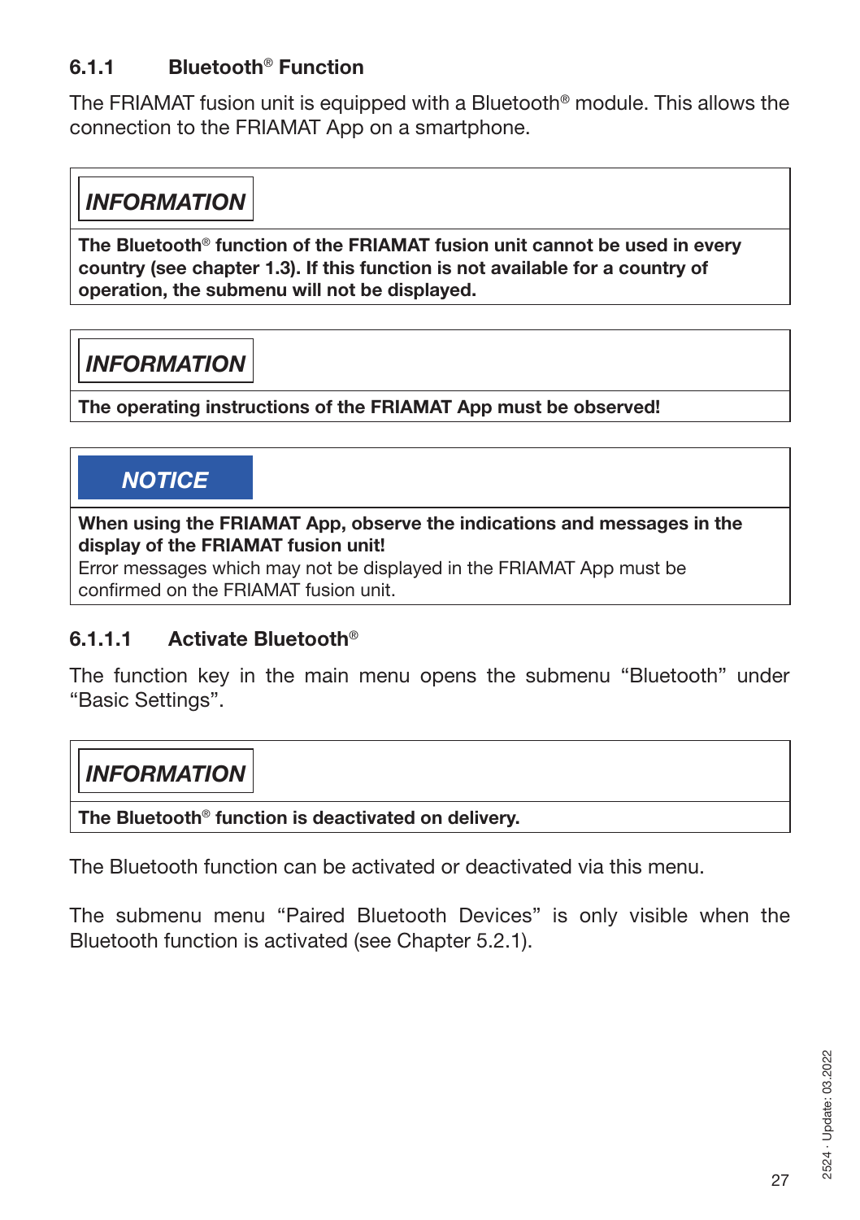### 6.1.1 Bluetooth® Function

The FRIAMAT fusion unit is equipped with a Bluetooth® module. This allows the connection to the FRIAMAT App on a smartphone.

> ***INFORMATION***
>
> **The Bluetooth® function of the FRIAMAT fusion unit cannot be used in every country (see chapter 1.3). If this function is not available for a country of operation, the submenu will not be displayed.**

> ***INFORMATION***
>
> **The operating instructions of the FRIAMAT App must be observed!**

> ***NOTICE***
>
> **When using the FRIAMAT App, observe the indications and messages in the display of the FRIAMAT fusion unit!**
> Error messages which may not be displayed in the FRIAMAT App must be confirmed on the FRIAMAT fusion unit.

#### 6.1.1.1 Activate Bluetooth®

The function key in the main menu opens the submenu "Bluetooth" under "Basic Settings".

> ***INFORMATION***
>
> **The Bluetooth® function is deactivated on delivery.**

The Bluetooth function can be activated or deactivated via this menu.

The submenu menu "Paired Bluetooth Devices" is only visible when the Bluetooth function is activated (see Chapter 5.2.1).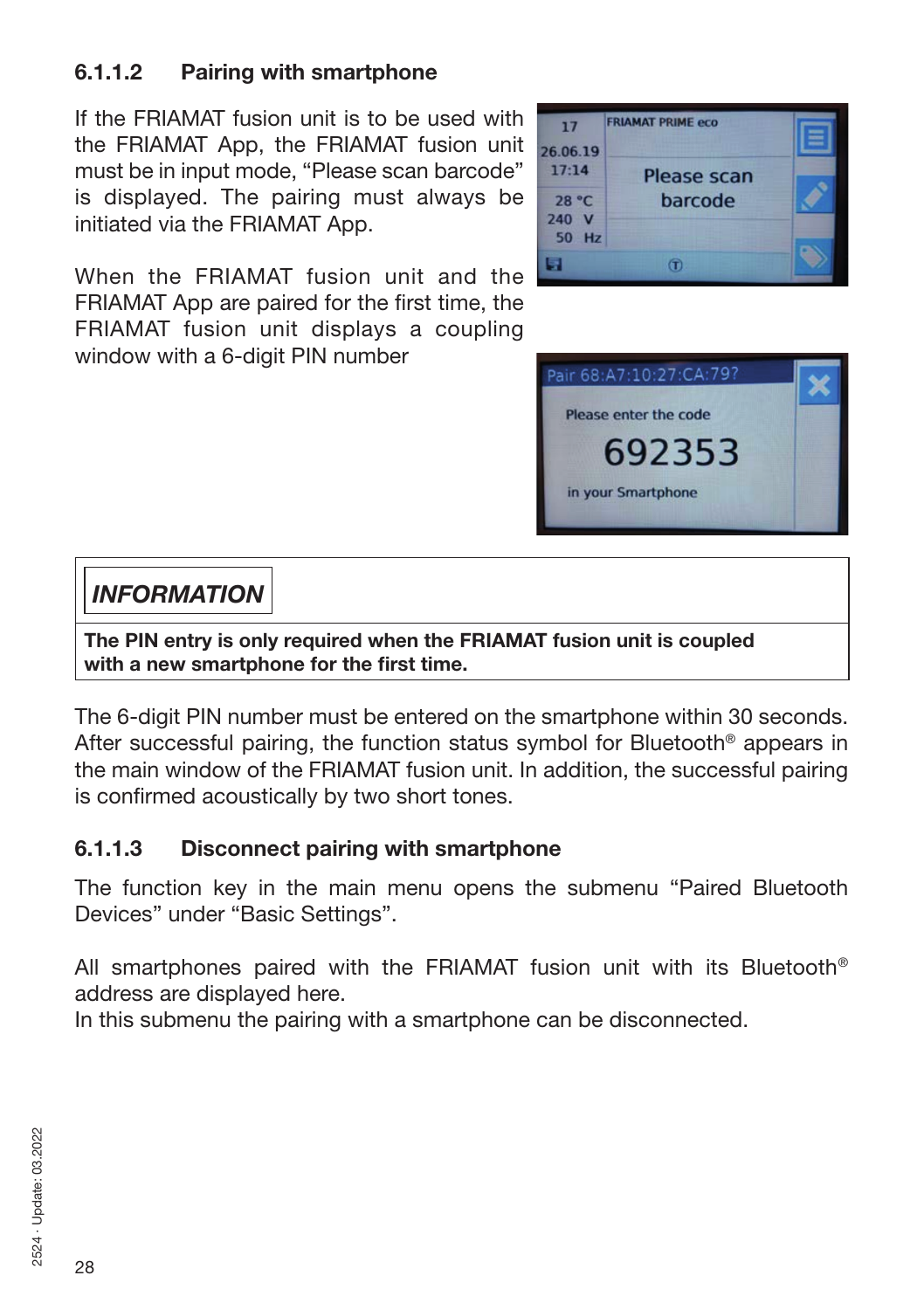#### 6.1.1.2 Pairing with smartphone

If the FRIAMAT fusion unit is to be used with the FRIAMAT App, the FRIAMAT fusion unit must be in input mode, “Please scan barcode” is displayed. The pairing must always be initiated via the FRIAMAT App.

When the FRIAMAT fusion unit and the FRIAMAT App are paired for the first time, the FRIAMAT fusion unit displays a coupling window with a 6-digit PIN number

***INFORMATION***

**The PIN entry is only required when the FRIAMAT fusion unit is coupled with a new smartphone for the first time.**

The 6-digit PIN number must be entered on the smartphone within 30 seconds. After successful pairing, the function status symbol for Bluetooth® appears in the main window of the FRIAMAT fusion unit. In addition, the successful pairing is confirmed acoustically by two short tones.

#### 6.1.1.3 Disconnect pairing with smartphone

The function key in the main menu opens the submenu “Paired Bluetooth Devices” under “Basic Settings”.

All smartphones paired with the FRIAMAT fusion unit with its Bluetooth® address are displayed here.
In this submenu the pairing with a smartphone can be disconnected.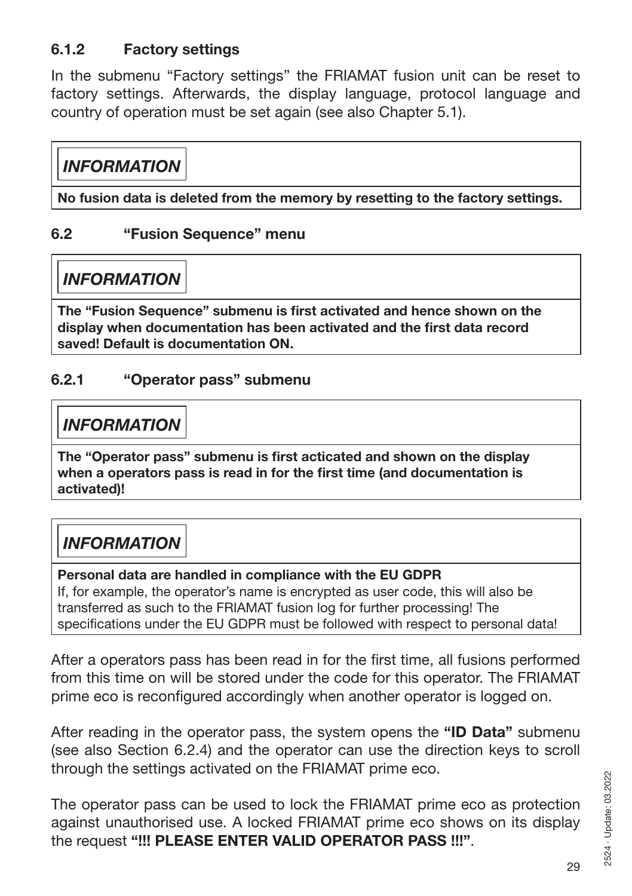### 6.1.2 Factory settings

In the submenu “Factory settings” the FRIAMAT fusion unit can be reset to factory settings. Afterwards, the display language, protocol language and country of operation must be set again (see also Chapter 5.1).

> ***INFORMATION***
>
> **No fusion data is deleted from the memory by resetting to the factory settings.**

## 6.2 “Fusion Sequence” menu

> ***INFORMATION***
>
> **The “Fusion Sequence” submenu is first activated and hence shown on the display when documentation has been activated and the first data record saved! Default is documentation ON.**

### 6.2.1 “Operator pass” submenu

> ***INFORMATION***
>
> **The “Operator pass” submenu is first acticated and shown on the display when a operators pass is read in for the first time (and documentation is activated)!**

> ***INFORMATION***
>
> **Personal data are handled in compliance with the EU GDPR**
> If, for example, the operator’s name is encrypted as user code, this will also be transferred as such to the FRIAMAT fusion log for further processing! The specifications under the EU GDPR must be followed with respect to personal data!

After a operators pass has been read in for the first time, all fusions performed from this time on will be stored under the code for this operator. The FRIAMAT prime eco is reconfigured accordingly when another operator is logged on.

After reading in the operator pass, the system opens the **“ID Data”** submenu (see also Section 6.2.4) and the operator can use the direction keys to scroll through the settings activated on the FRIAMAT prime eco.

The operator pass can be used to lock the FRIAMAT prime eco as protection against unauthorised use. A locked FRIAMAT prime eco shows on its display the request **“!!! PLEASE ENTER VALID OPERATOR PASS !!!”**.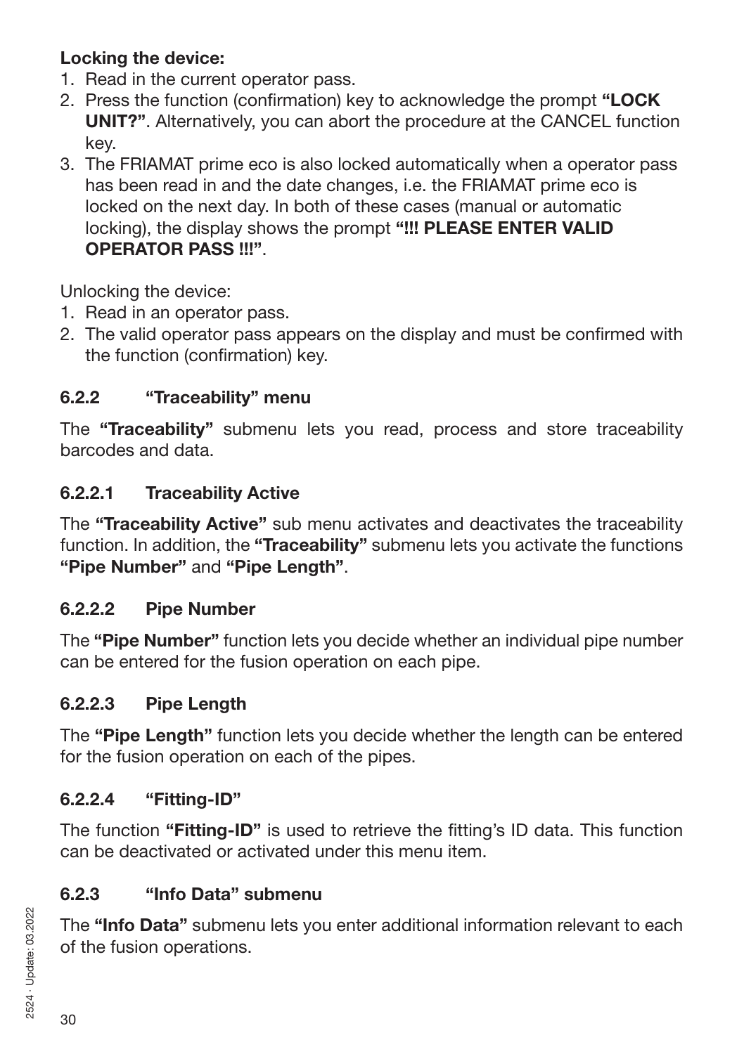**Locking the device:**

1. Read in the current operator pass.
2. Press the function (confirmation) key to acknowledge the prompt **"LOCK UNIT?"**. Alternatively, you can abort the procedure at the CANCEL function key.
3. The FRIAMAT prime eco is also locked automatically when a operator pass has been read in and the date changes, i.e. the FRIAMAT prime eco is locked on the next day. In both of these cases (manual or automatic locking), the display shows the prompt **"!!! PLEASE ENTER VALID OPERATOR PASS !!!"**.

Unlocking the device:

1. Read in an operator pass.
2. The valid operator pass appears on the display and must be confirmed with the function (confirmation) key.

### 6.2.2 "Traceability" menu

The **"Traceability"** submenu lets you read, process and store traceability barcodes and data.

#### 6.2.2.1 Traceability Active

The **"Traceability Active"** sub menu activates and deactivates the traceability function. In addition, the **"Traceability"** submenu lets you activate the functions **"Pipe Number"** and **"Pipe Length"**.

#### 6.2.2.2 Pipe Number

The **"Pipe Number"** function lets you decide whether an individual pipe number can be entered for the fusion operation on each pipe.

#### 6.2.2.3 Pipe Length

The **"Pipe Length"** function lets you decide whether the length can be entered for the fusion operation on each of the pipes.

#### 6.2.2.4 "Fitting-ID"

The function **"Fitting-ID"** is used to retrieve the fitting's ID data. This function can be deactivated or activated under this menu item.

### 6.2.3 "Info Data" submenu

The **"Info Data"** submenu lets you enter additional information relevant to each of the fusion operations.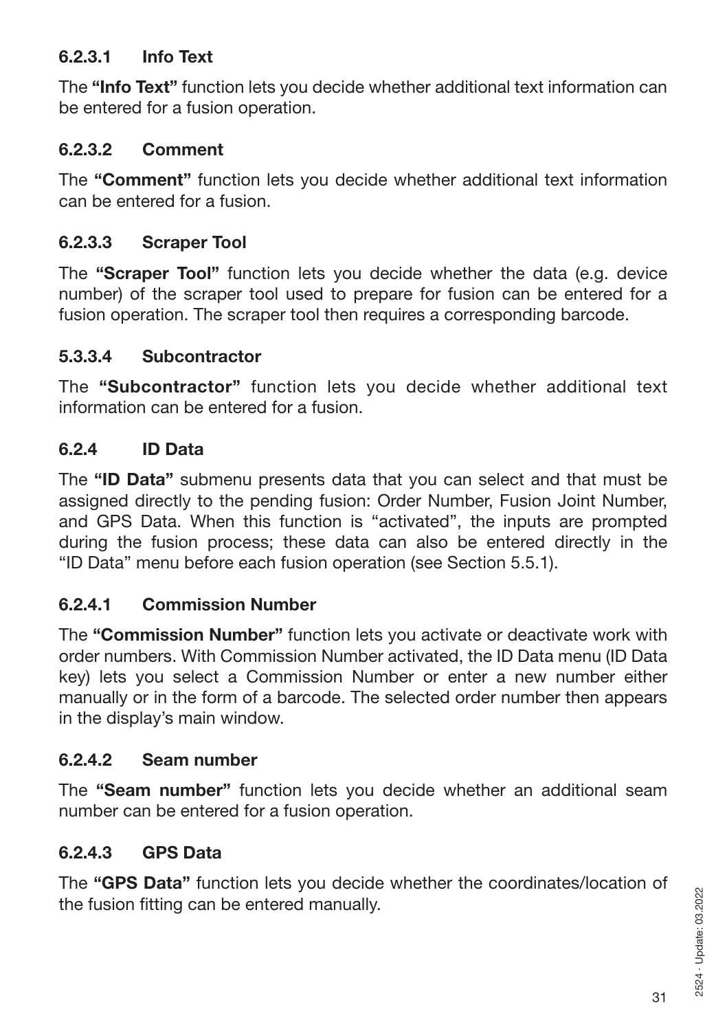#### 6.2.3.1 Info Text

The **"Info Text"** function lets you decide whether additional text information can be entered for a fusion operation.

#### 6.2.3.2 Comment

The **"Comment"** function lets you decide whether additional text information can be entered for a fusion.

#### 6.2.3.3 Scraper Tool

The **"Scraper Tool"** function lets you decide whether the data (e.g. device number) of the scraper tool used to prepare for fusion can be entered for a fusion operation. The scraper tool then requires a corresponding barcode.

#### 5.3.3.4 Subcontractor

The **"Subcontractor"** function lets you decide whether additional text information can be entered for a fusion.

### 6.2.4 ID Data

The **"ID Data"** submenu presents data that you can select and that must be assigned directly to the pending fusion: Order Number, Fusion Joint Number, and GPS Data. When this function is "activated", the inputs are prompted during the fusion process; these data can also be entered directly in the "ID Data" menu before each fusion operation (see Section 5.5.1).

#### 6.2.4.1 Commission Number

The **"Commission Number"** function lets you activate or deactivate work with order numbers. With Commission Number activated, the ID Data menu (ID Data key) lets you select a Commission Number or enter a new number either manually or in the form of a barcode. The selected order number then appears in the display's main window.

#### 6.2.4.2 Seam number

The **"Seam number"** function lets you decide whether an additional seam number can be entered for a fusion operation.

#### 6.2.4.3 GPS Data

The **"GPS Data"** function lets you decide whether the coordinates/location of the fusion fitting can be entered manually.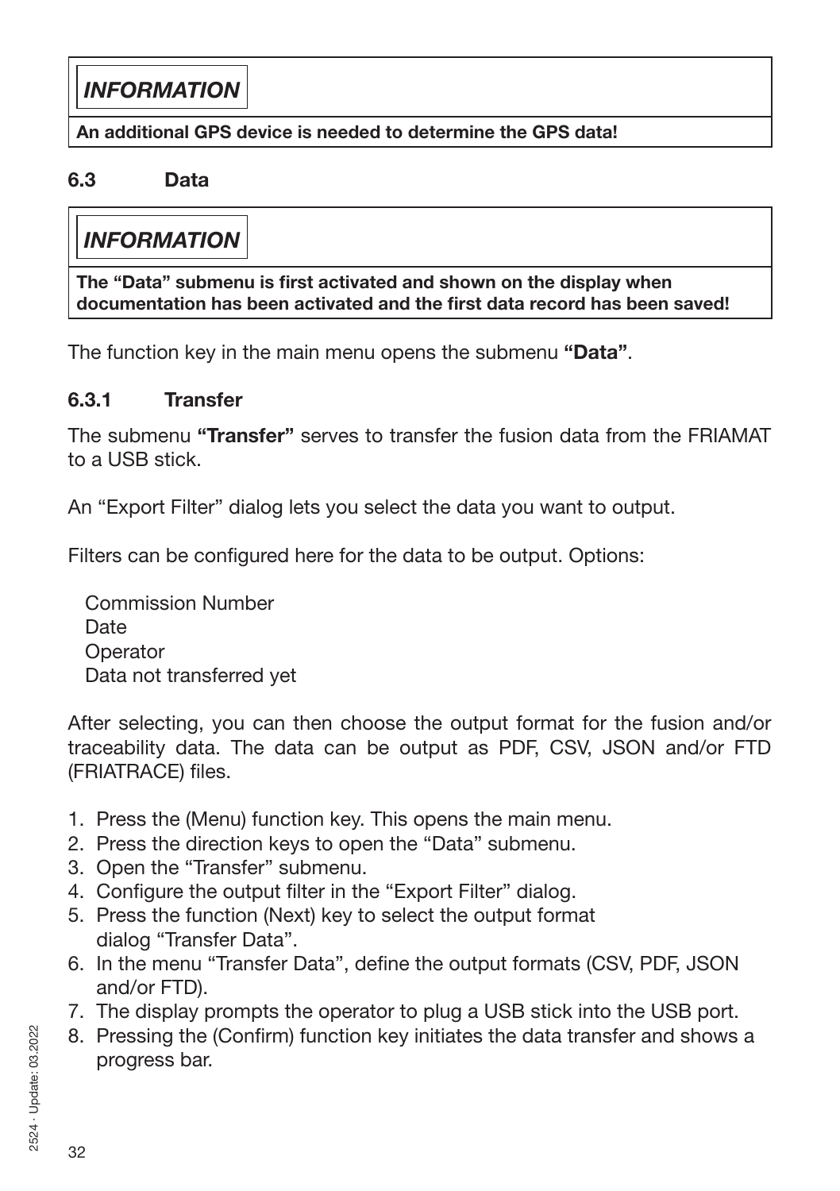**INFORMATION**

**An additional GPS device is needed to determine the GPS data!**

## 6.3 Data

**INFORMATION**

**The "Data" submenu is first activated and shown on the display when documentation has been activated and the first data record has been saved!**

The function key in the main menu opens the submenu **"Data"**.

### 6.3.1 Transfer

The submenu **"Transfer"** serves to transfer the fusion data from the FRIAMAT to a USB stick.

An "Export Filter" dialog lets you select the data you want to output.

Filters can be configured here for the data to be output. Options:

Commission Number
Date
Operator
Data not transferred yet

After selecting, you can then choose the output format for the fusion and/or traceability data. The data can be output as PDF, CSV, JSON and/or FTD (FRIATRACE) files.

1. Press the (Menu) function key. This opens the main menu.
2. Press the direction keys to open the "Data" submenu.
3. Open the "Transfer" submenu.
4. Configure the output filter in the "Export Filter" dialog.
5. Press the function (Next) key to select the output format dialog "Transfer Data".
6. In the menu "Transfer Data", define the output formats (CSV, PDF, JSON and/or FTD).
7. The display prompts the operator to plug a USB stick into the USB port.
8. Pressing the (Confirm) function key initiates the data transfer and shows a progress bar.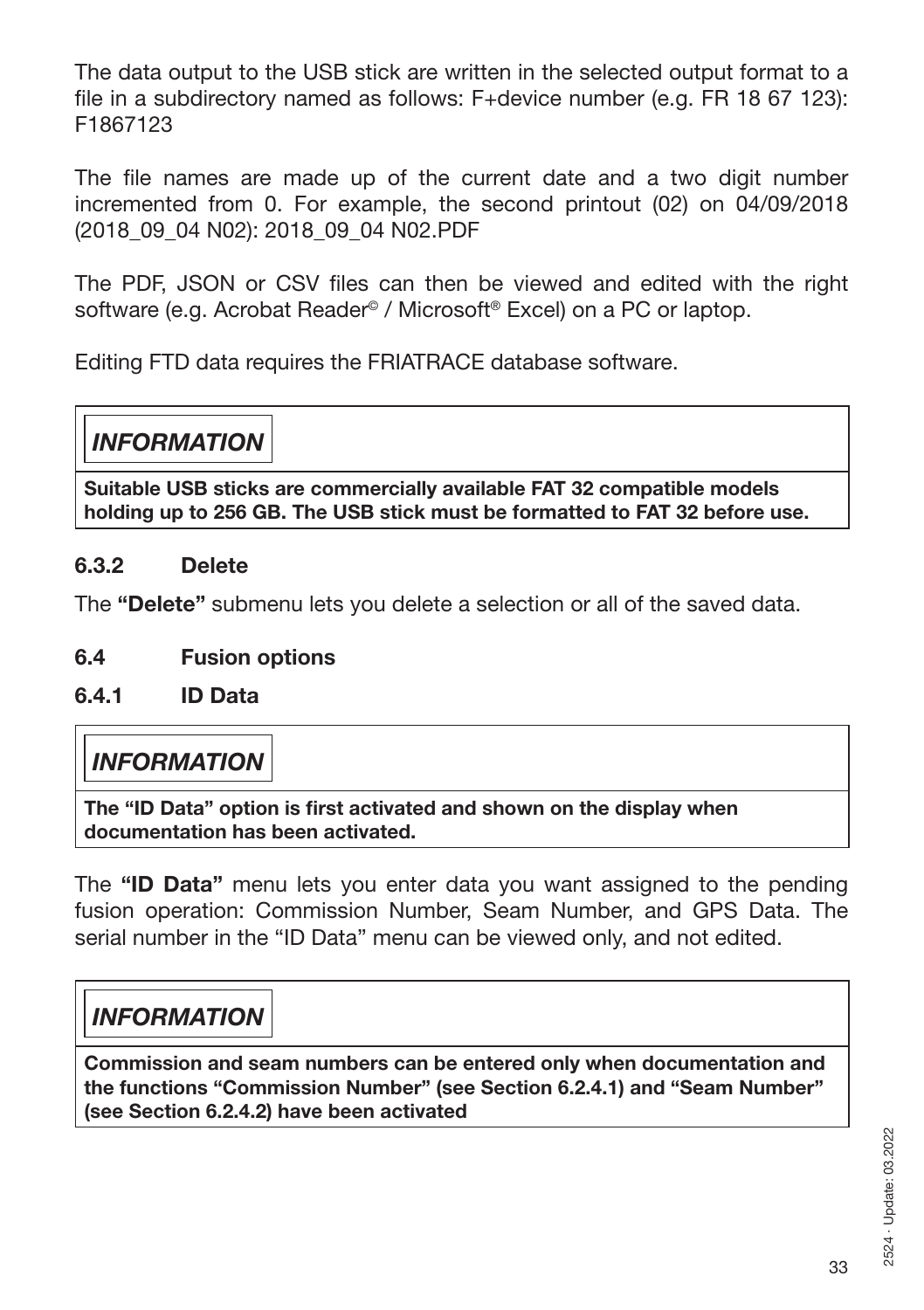The data output to the USB stick are written in the selected output format to a file in a subdirectory named as follows: F+device number (e.g. FR 18 67 123): F1867123

The file names are made up of the current date and a two digit number incremented from 0. For example, the second printout (02) on 04/09/2018 (2018_09_04 N02): 2018_09_04 N02.PDF

The PDF, JSON or CSV files can then be viewed and edited with the right software (e.g. Acrobat Reader© / Microsoft® Excel) on a PC or laptop.

Editing FTD data requires the FRIATRACE database software.

> ***INFORMATION***
>
> **Suitable USB sticks are commercially available FAT 32 compatible models holding up to 256 GB. The USB stick must be formatted to FAT 32 before use.**

### 6.3.2 Delete

The **"Delete"** submenu lets you delete a selection or all of the saved data.

## 6.4 Fusion options

### 6.4.1 ID Data

> ***INFORMATION***
>
> **The "ID Data" option is first activated and shown on the display when documentation has been activated.**

The **"ID Data"** menu lets you enter data you want assigned to the pending fusion operation: Commission Number, Seam Number, and GPS Data. The serial number in the "ID Data" menu can be viewed only, and not edited.

> ***INFORMATION***
>
> **Commission and seam numbers can be entered only when documentation and the functions "Commission Number" (see Section 6.2.4.1) and "Seam Number" (see Section 6.2.4.2) have been activated**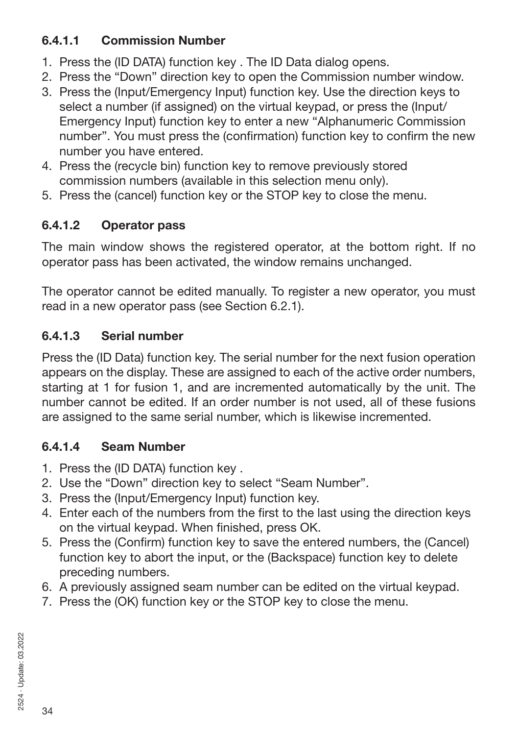#### 6.4.1.1 Commission Number

1. Press the (ID DATA) function key . The ID Data dialog opens.
2. Press the “Down” direction key to open the Commission number window.
3. Press the (Input/Emergency Input) function key. Use the direction keys to select a number (if assigned) on the virtual keypad, or press the (Input/ Emergency Input) function key to enter a new “Alphanumeric Commission number”. You must press the (confirmation) function key to confirm the new number you have entered.
4. Press the (recycle bin) function key to remove previously stored commission numbers (available in this selection menu only).
5. Press the (cancel) function key or the STOP key to close the menu.

#### 6.4.1.2 Operator pass

The main window shows the registered operator, at the bottom right. If no operator pass has been activated, the window remains unchanged.

The operator cannot be edited manually. To register a new operator, you must read in a new operator pass (see Section 6.2.1).

#### 6.4.1.3 Serial number

Press the (ID Data) function key. The serial number for the next fusion operation appears on the display. These are assigned to each of the active order numbers, starting at 1 for fusion 1, and are incremented automatically by the unit. The number cannot be edited. If an order number is not used, all of these fusions are assigned to the same serial number, which is likewise incremented.

#### 6.4.1.4 Seam Number

1. Press the (ID DATA) function key .
2. Use the “Down” direction key to select “Seam Number”.
3. Press the (Input/Emergency Input) function key.
4. Enter each of the numbers from the first to the last using the direction keys on the virtual keypad. When finished, press OK.
5. Press the (Confirm) function key to save the entered numbers, the (Cancel) function key to abort the input, or the (Backspace) function key to delete preceding numbers.
6. A previously assigned seam number can be edited on the virtual keypad.
7. Press the (OK) function key or the STOP key to close the menu.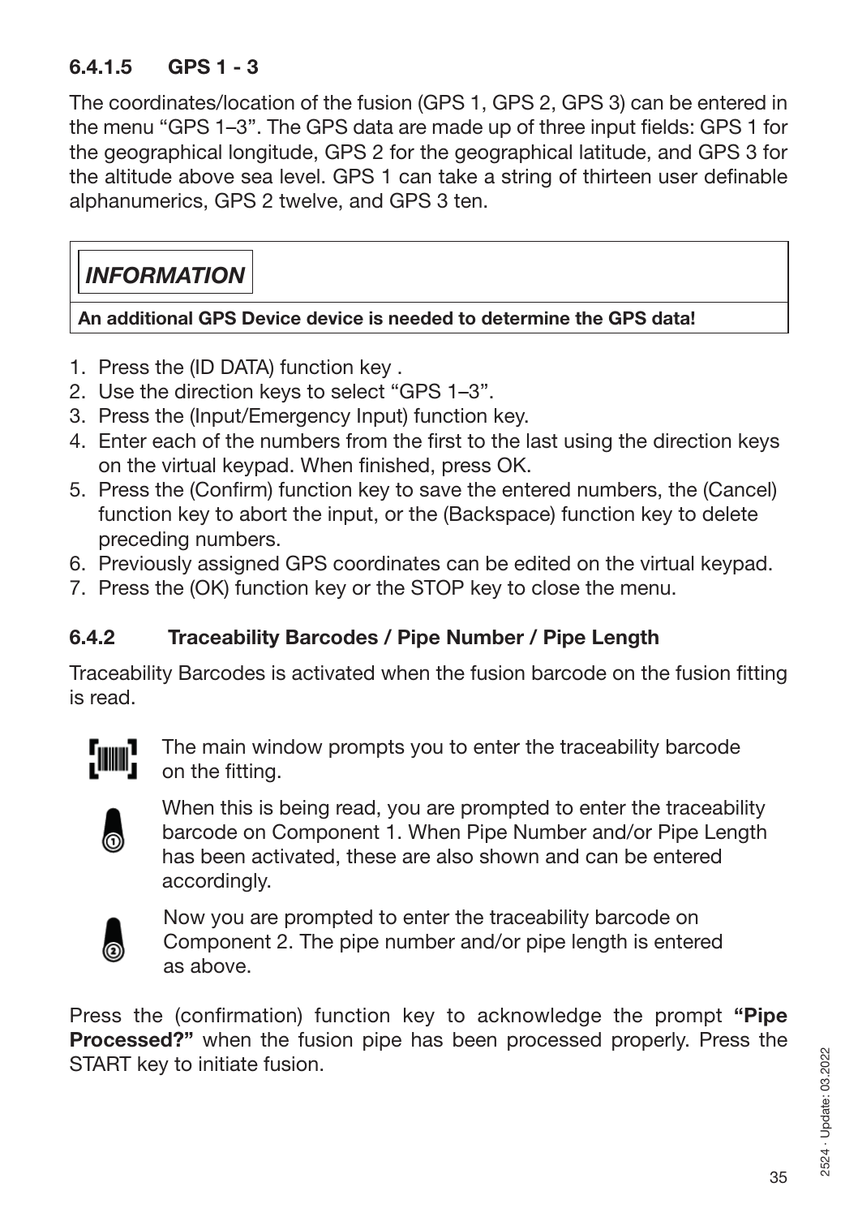#### 6.4.1.5 GPS 1 - 3

The coordinates/location of the fusion (GPS 1, GPS 2, GPS 3) can be entered in the menu “GPS 1–3”. The GPS data are made up of three input fields: GPS 1 for the geographical longitude, GPS 2 for the geographical latitude, and GPS 3 for the altitude above sea level. GPS 1 can take a string of thirteen user definable alphanumerics, GPS 2 twelve, and GPS 3 ten.

> ***INFORMATION***
>
> **An additional GPS Device device is needed to determine the GPS data!**

1. Press the (ID DATA) function key .
2. Use the direction keys to select “GPS 1–3”.
3. Press the (Input/Emergency Input) function key.
4. Enter each of the numbers from the first to the last using the direction keys on the virtual keypad. When finished, press OK.
5. Press the (Confirm) function key to save the entered numbers, the (Cancel) function key to abort the input, or the (Backspace) function key to delete preceding numbers.
6. Previously assigned GPS coordinates can be edited on the virtual keypad.
7. Press the (OK) function key or the STOP key to close the menu.

### 6.4.2 Traceability Barcodes / Pipe Number / Pipe Length

Traceability Barcodes is activated when the fusion barcode on the fusion fitting is read.

The main window prompts you to enter the traceability barcode on the fitting.

When this is being read, you are prompted to enter the traceability barcode on Component 1. When Pipe Number and/or Pipe Length has been activated, these are also shown and can be entered accordingly.

Now you are prompted to enter the traceability barcode on Component 2. The pipe number and/or pipe length is entered as above.

Press the (confirmation) function key to acknowledge the prompt **“Pipe Processed?”** when the fusion pipe has been processed properly. Press the START key to initiate fusion.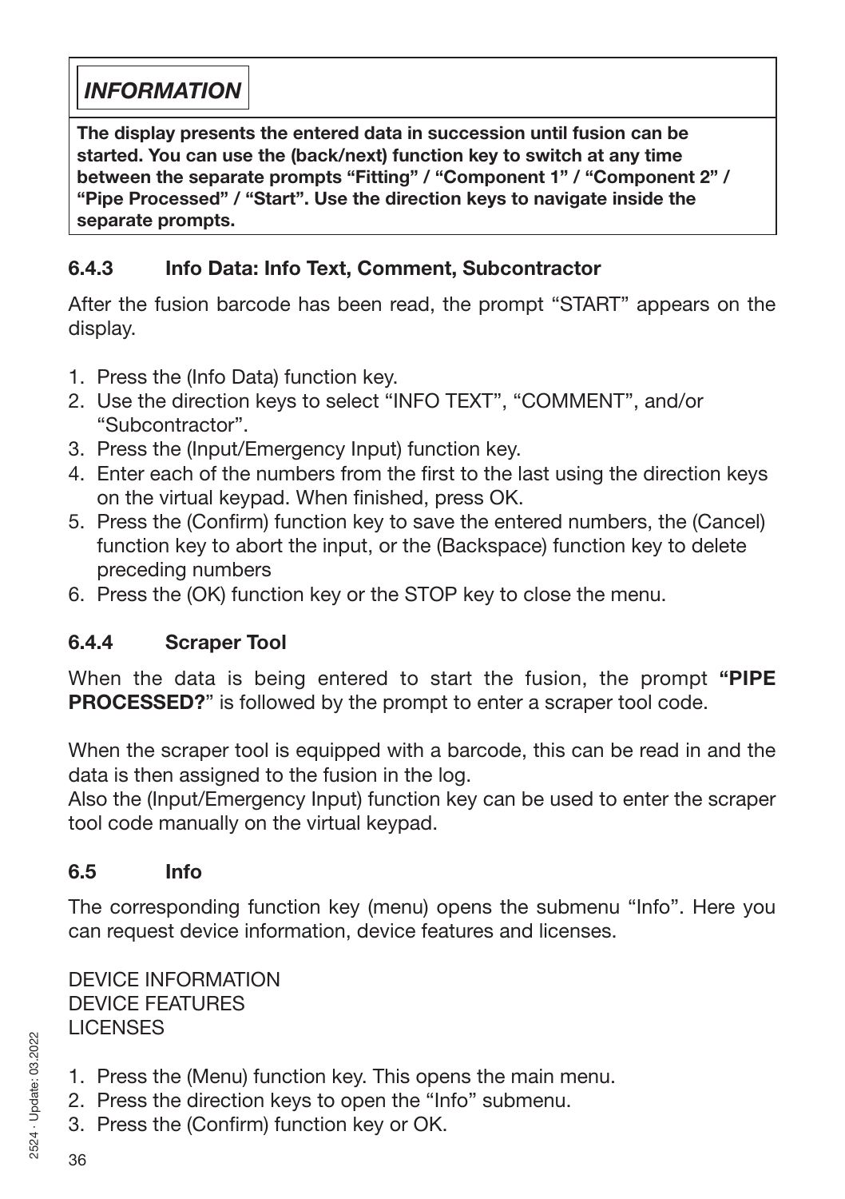> ***INFORMATION***
>
> **The display presents the entered data in succession until fusion can be started. You can use the (back/next) function key to switch at any time between the separate prompts "Fitting" / "Component 1" / "Component 2" / "Pipe Processed" / "Start". Use the direction keys to navigate inside the separate prompts.**

### 6.4.3 Info Data: Info Text, Comment, Subcontractor

After the fusion barcode has been read, the prompt "START" appears on the display.

1. Press the (Info Data) function key.
2. Use the direction keys to select "INFO TEXT", "COMMENT", and/or "Subcontractor".
3. Press the (Input/Emergency Input) function key.
4. Enter each of the numbers from the first to the last using the direction keys on the virtual keypad. When finished, press OK.
5. Press the (Confirm) function key to save the entered numbers, the (Cancel) function key to abort the input, or the (Backspace) function key to delete preceding numbers
6. Press the (OK) function key or the STOP key to close the menu.

### 6.4.4 Scraper Tool

When the data is being entered to start the fusion, the prompt **"PIPE PROCESSED?"** is followed by the prompt to enter a scraper tool code.

When the scraper tool is equipped with a barcode, this can be read in and the data is then assigned to the fusion in the log.
Also the (Input/Emergency Input) function key can be used to enter the scraper tool code manually on the virtual keypad.

## 6.5 Info

The corresponding function key (menu) opens the submenu "Info". Here you can request device information, device features and licenses.

DEVICE INFORMATION
DEVICE FEATURES
LICENSES

1. Press the (Menu) function key. This opens the main menu.
2. Press the direction keys to open the "Info" submenu.
3. Press the (Confirm) function key or OK.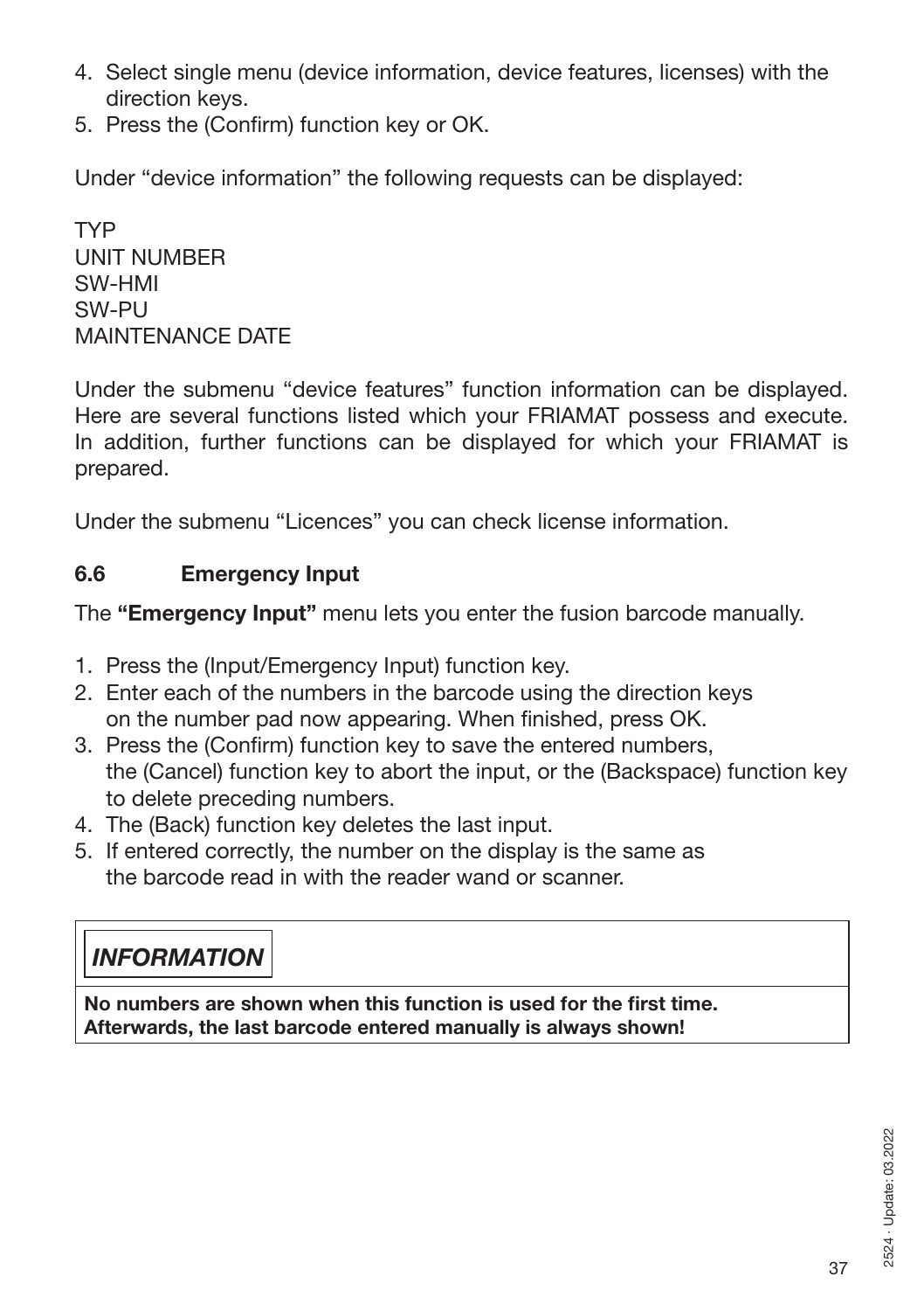4. Select single menu (device information, device features, licenses) with the direction keys.
5. Press the (Confirm) function key or OK.

Under “device information” the following requests can be displayed:

TYP
UNIT NUMBER
SW-HMI
SW-PU
MAINTENANCE DATE

Under the submenu “device features” function information can be displayed. Here are several functions listed which your FRIAMAT possess and execute. In addition, further functions can be displayed for which your FRIAMAT is prepared.

Under the submenu “Licences” you can check license information.

### 6.6 Emergency Input

The **“Emergency Input”** menu lets you enter the fusion barcode manually.

1. Press the (Input/Emergency Input) function key.
2. Enter each of the numbers in the barcode using the direction keys on the number pad now appearing. When finished, press OK.
3. Press the (Confirm) function key to save the entered numbers, the (Cancel) function key to abort the input, or the (Backspace) function key to delete preceding numbers.
4. The (Back) function key deletes the last input.
5. If entered correctly, the number on the display is the same as the barcode read in with the reader wand or scanner.

***INFORMATION***

**No numbers are shown when this function is used for the first time. Afterwards, the last barcode entered manually is always shown!**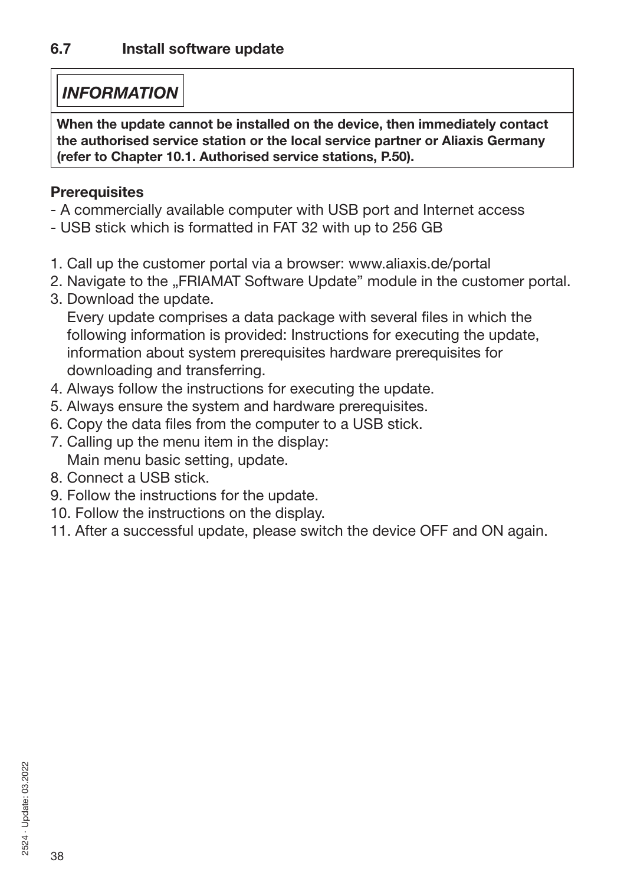## 6.7 Install software update

*INFORMATION*

**When the update cannot be installed on the device, then immediately contact the authorised service station or the local service partner or Aliaxis Germany (refer to Chapter 10.1. Authorised service stations, P.50).**

**Prerequisites**

- A commercially available computer with USB port and Internet access
- USB stick which is formatted in FAT 32 with up to 256 GB

1. Call up the customer portal via a browser: www.aliaxis.de/portal
2. Navigate to the „FRIAMAT Software Update" module in the customer portal.
3. Download the update.
   Every update comprises a data package with several files in which the following information is provided: Instructions for executing the update, information about system prerequisites hardware prerequisites for downloading and transferring.
4. Always follow the instructions for executing the update.
5. Always ensure the system and hardware prerequisites.
6. Copy the data files from the computer to a USB stick.
7. Calling up the menu item in the display:
   Main menu basic setting, update.
8. Connect a USB stick.
9. Follow the instructions for the update.
10. Follow the instructions on the display.
11. After a successful update, please switch the device OFF and ON again.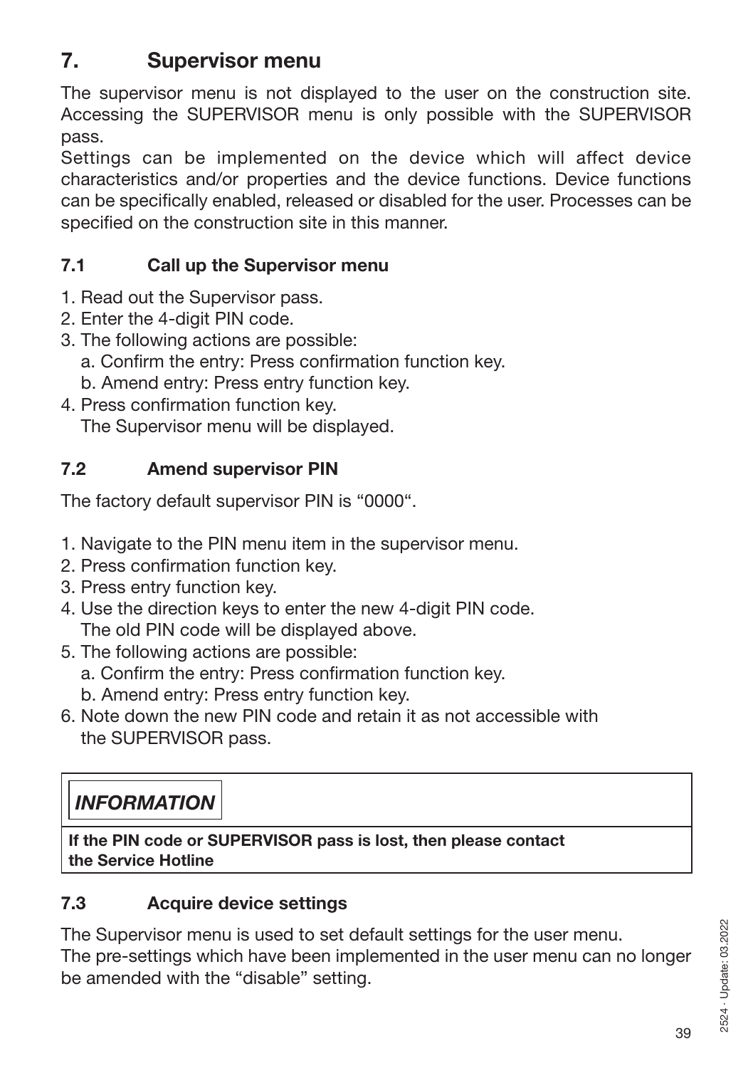# 7. Supervisor menu

The supervisor menu is not displayed to the user on the construction site. Accessing the SUPERVISOR menu is only possible with the SUPERVISOR pass.

Settings can be implemented on the device which will affect device characteristics and/or properties and the device functions. Device functions can be specifically enabled, released or disabled for the user. Processes can be specified on the construction site in this manner.

## 7.1 Call up the Supervisor menu

1. Read out the Supervisor pass.
2. Enter the 4-digit PIN code.
3. The following actions are possible:
   a. Confirm the entry: Press confirmation function key.
   b. Amend entry: Press entry function key.
4. Press confirmation function key.
   The Supervisor menu will be displayed.

## 7.2 Amend supervisor PIN

The factory default supervisor PIN is "0000".

1. Navigate to the PIN menu item in the supervisor menu.
2. Press confirmation function key.
3. Press entry function key.
4. Use the direction keys to enter the new 4-digit PIN code.
   The old PIN code will be displayed above.
5. The following actions are possible:
   a. Confirm the entry: Press confirmation function key.
   b. Amend entry: Press entry function key.
6. Note down the new PIN code and retain it as not accessible with the SUPERVISOR pass.

***INFORMATION***

**If the PIN code or SUPERVISOR pass is lost, then please contact the Service Hotline**

## 7.3 Acquire device settings

The Supervisor menu is used to set default settings for the user menu.
The pre-settings which have been implemented in the user menu can no longer be amended with the "disable" setting.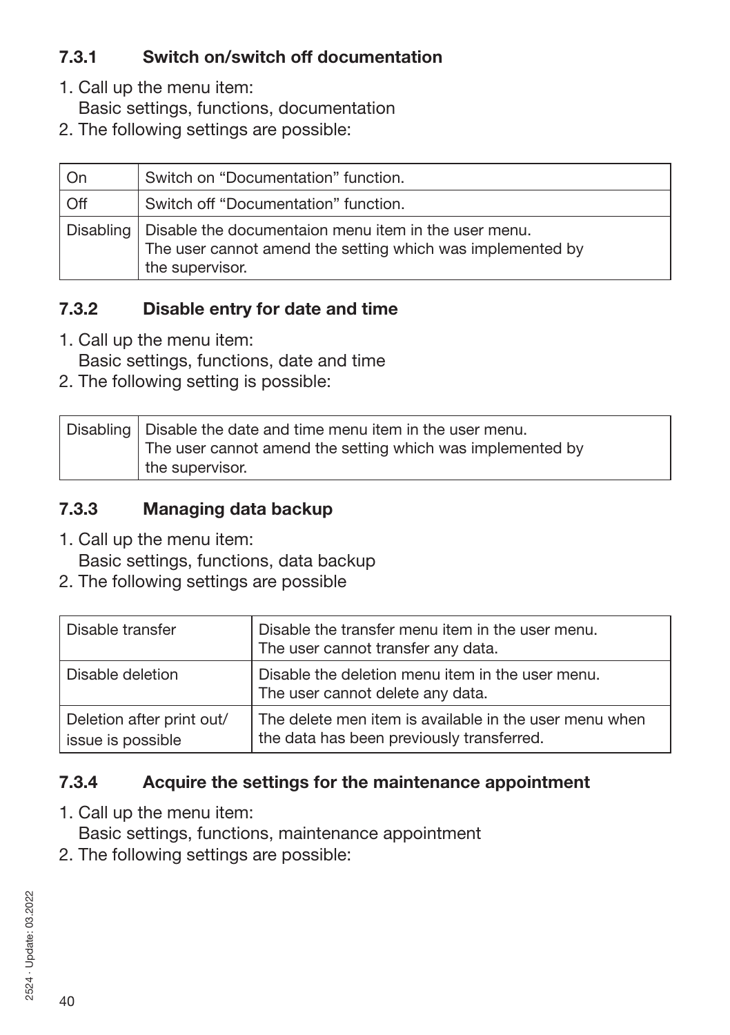### 7.3.1 Switch on/switch off documentation

1. Call up the menu item:
   Basic settings, functions, documentation
2. The following settings are possible:

| | |
|---|---|
| On | Switch on “Documentation” function. |
| Off | Switch off “Documentation” function. |
| Disabling | Disable the documentaion menu item in the user menu. The user cannot amend the setting which was implemented by the supervisor. |

### 7.3.2 Disable entry for date and time

1. Call up the menu item:
   Basic settings, functions, date and time
2. The following setting is possible:

| | |
|---|---|
| Disabling | Disable the date and time menu item in the user menu. The user cannot amend the setting which was implemented by the supervisor. |

### 7.3.3 Managing data backup

1. Call up the menu item:
   Basic settings, functions, data backup
2. The following settings are possible

| | |
|---|---|
| Disable transfer | Disable the transfer menu item in the user menu. The user cannot transfer any data. |
| Disable deletion | Disable the deletion menu item in the user menu. The user cannot delete any data. |
| Deletion after print out/ issue is possible | The delete men item is available in the user menu when the data has been previously transferred. |

### 7.3.4 Acquire the settings for the maintenance appointment

1. Call up the menu item:
   Basic settings, functions, maintenance appointment
2. The following settings are possible: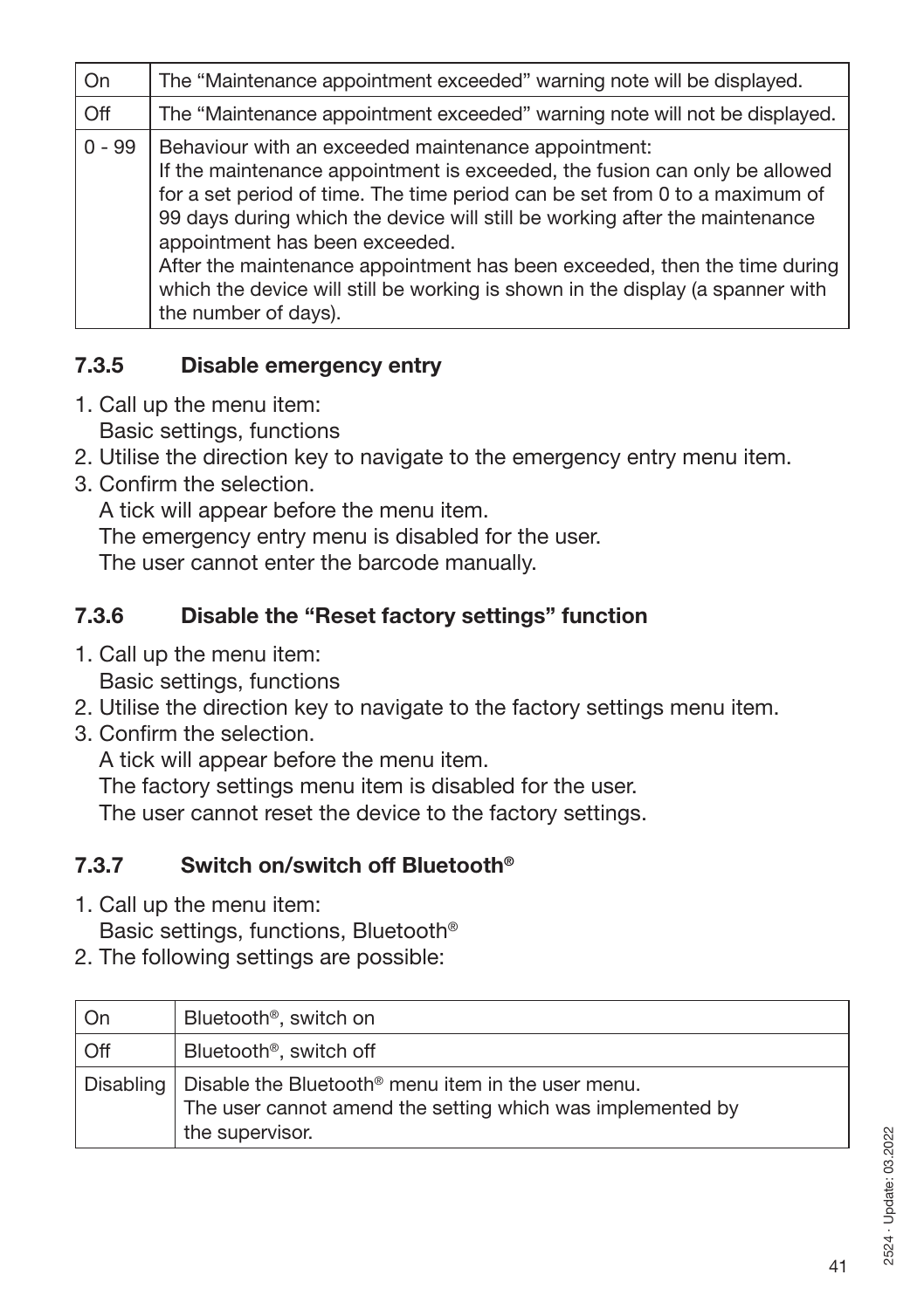| On | The “Maintenance appointment exceeded” warning note will be displayed. |
|---|---|
| Off | The “Maintenance appointment exceeded” warning note will not be displayed. |
| 0 - 99 | Behaviour with an exceeded maintenance appointment: If the maintenance appointment is exceeded, the fusion can only be allowed for a set period of time. The time period can be set from 0 to a maximum of 99 days during which the device will still be working after the maintenance appointment has been exceeded. After the maintenance appointment has been exceeded, then the time during which the device will still be working is shown in the display (a spanner with the number of days). |

### 7.3.5 Disable emergency entry

1. Call up the menu item:
   Basic settings, functions
2. Utilise the direction key to navigate to the emergency entry menu item.
3. Confirm the selection.
   A tick will appear before the menu item.
   The emergency entry menu is disabled for the user.
   The user cannot enter the barcode manually.

### 7.3.6 Disable the “Reset factory settings” function

1. Call up the menu item:
   Basic settings, functions
2. Utilise the direction key to navigate to the factory settings menu item.
3. Confirm the selection.
   A tick will appear before the menu item.
   The factory settings menu item is disabled for the user.
   The user cannot reset the device to the factory settings.

### 7.3.7 Switch on/switch off Bluetooth®

1. Call up the menu item:
   Basic settings, functions, Bluetooth®
2. The following settings are possible:

| On | Bluetooth®, switch on |
|---|---|
| Off | Bluetooth®, switch off |
| Disabling | Disable the Bluetooth® menu item in the user menu. The user cannot amend the setting which was implemented by the supervisor. |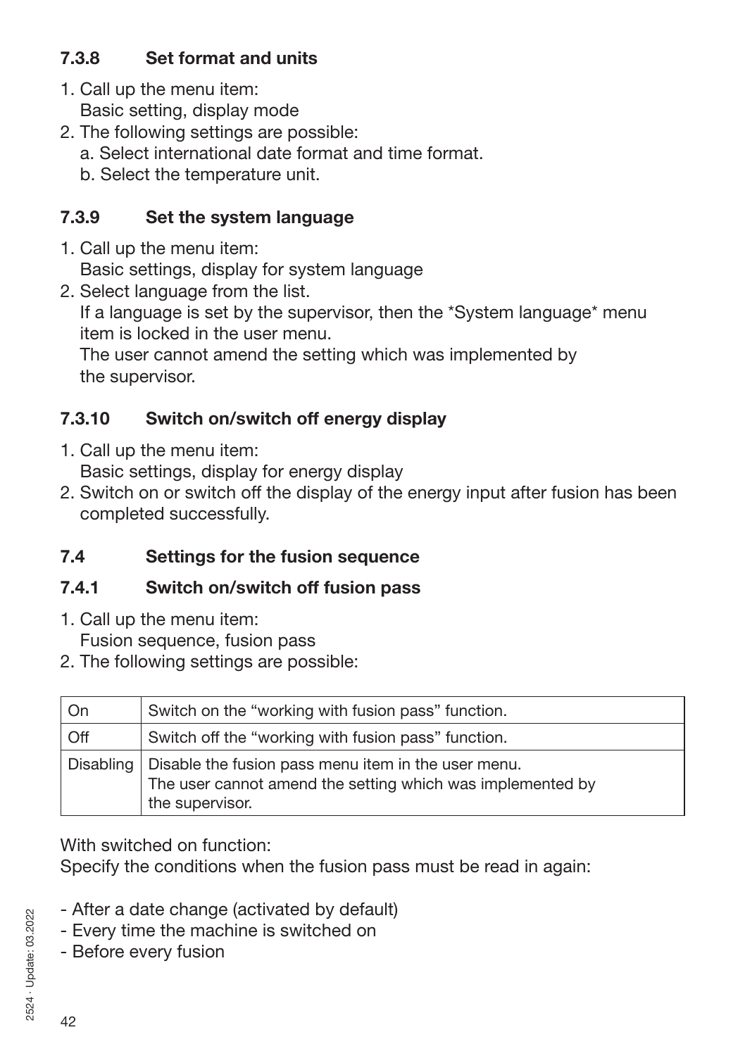### 7.3.8 Set format and units

1. Call up the menu item:
   Basic setting, display mode
2. The following settings are possible:
   a. Select international date format and time format.
   b. Select the temperature unit.

### 7.3.9 Set the system language

1. Call up the menu item:
   Basic settings, display for system language
2. Select language from the list.
   If a language is set by the supervisor, then the *System language* menu item is locked in the user menu.
   The user cannot amend the setting which was implemented by the supervisor.

### 7.3.10 Switch on/switch off energy display

1. Call up the menu item:
   Basic settings, display for energy display
2. Switch on or switch off the display of the energy input after fusion has been completed successfully.

## 7.4 Settings for the fusion sequence

### 7.4.1 Switch on/switch off fusion pass

1. Call up the menu item:
   Fusion sequence, fusion pass
2. The following settings are possible:

| | |
|---|---|
| On | Switch on the “working with fusion pass” function. |
| Off | Switch off the “working with fusion pass” function. |
| Disabling | Disable the fusion pass menu item in the user menu. The user cannot amend the setting which was implemented by the supervisor. |

With switched on function:
Specify the conditions when the fusion pass must be read in again:

- After a date change (activated by default)
- Every time the machine is switched on
- Before every fusion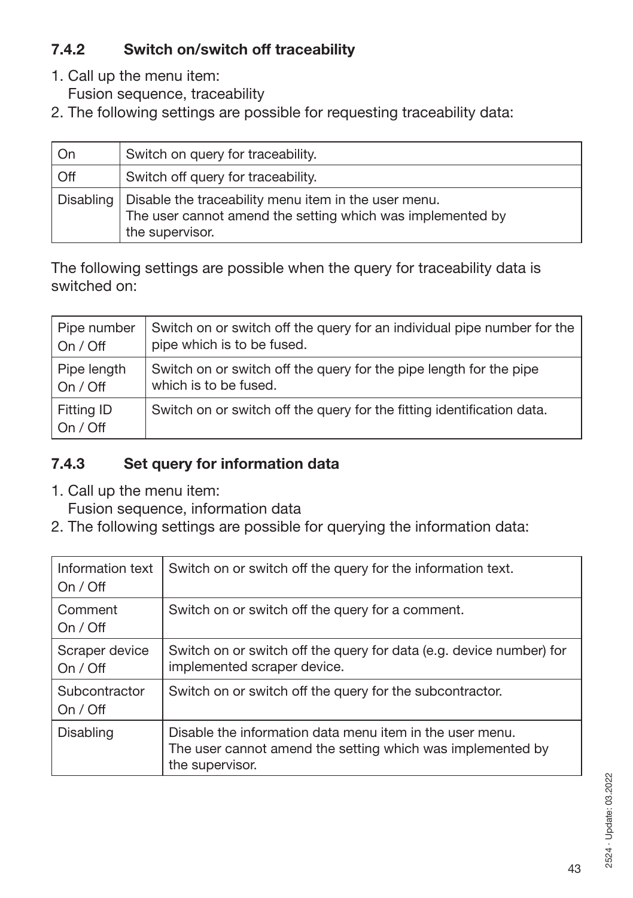### 7.4.2 Switch on/switch off traceability

1. Call up the menu item:
   Fusion sequence, traceability
2. The following settings are possible for requesting traceability data:

| | |
|---|---|
| On | Switch on query for traceability. |
| Off | Switch off query for traceability. |
| Disabling | Disable the traceability menu item in the user menu. The user cannot amend the setting which was implemented by the supervisor. |

The following settings are possible when the query for traceability data is switched on:

| | |
|---|---|
| Pipe number On / Off | Switch on or switch off the query for an individual pipe number for the pipe which is to be fused. |
| Pipe length On / Off | Switch on or switch off the query for the pipe length for the pipe which is to be fused. |
| Fitting ID On / Off | Switch on or switch off the query for the fitting identification data. |

### 7.4.3 Set query for information data

1. Call up the menu item:
   Fusion sequence, information data
2. The following settings are possible for querying the information data:

| | |
|---|---|
| Information text On / Off | Switch on or switch off the query for the information text. |
| Comment On / Off | Switch on or switch off the query for a comment. |
| Scraper device On / Off | Switch on or switch off the query for data (e.g. device number) for implemented scraper device. |
| Subcontractor On / Off | Switch on or switch off the query for the subcontractor. |
| Disabling | Disable the information data menu item in the user menu. The user cannot amend the setting which was implemented by the supervisor. |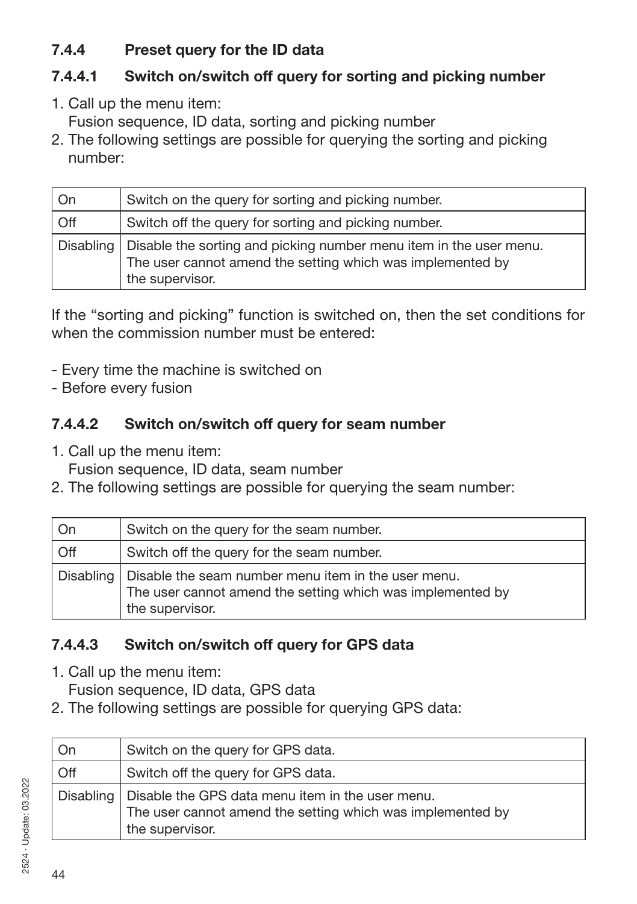### 7.4.4 Preset query for the ID data

#### 7.4.4.1 Switch on/switch off query for sorting and picking number

1. Call up the menu item:
   Fusion sequence, ID data, sorting and picking number
2. The following settings are possible for querying the sorting and picking number:

| | |
|---|---|
| On | Switch on the query for sorting and picking number. |
| Off | Switch off the query for sorting and picking number. |
| Disabling | Disable the sorting and picking number menu item in the user menu. The user cannot amend the setting which was implemented by the supervisor. |

If the “sorting and picking” function is switched on, then the set conditions for when the commission number must be entered:

- Every time the machine is switched on
- Before every fusion

#### 7.4.4.2 Switch on/switch off query for seam number

1. Call up the menu item:
   Fusion sequence, ID data, seam number
2. The following settings are possible for querying the seam number:

| | |
|---|---|
| On | Switch on the query for the seam number. |
| Off | Switch off the query for the seam number. |
| Disabling | Disable the seam number menu item in the user menu. The user cannot amend the setting which was implemented by the supervisor. |

#### 7.4.4.3 Switch on/switch off query for GPS data

1. Call up the menu item:
   Fusion sequence, ID data, GPS data
2. The following settings are possible for querying GPS data:

| | |
|---|---|
| On | Switch on the query for GPS data. |
| Off | Switch off the query for GPS data. |
| Disabling | Disable the GPS data menu item in the user menu. The user cannot amend the setting which was implemented by the supervisor. |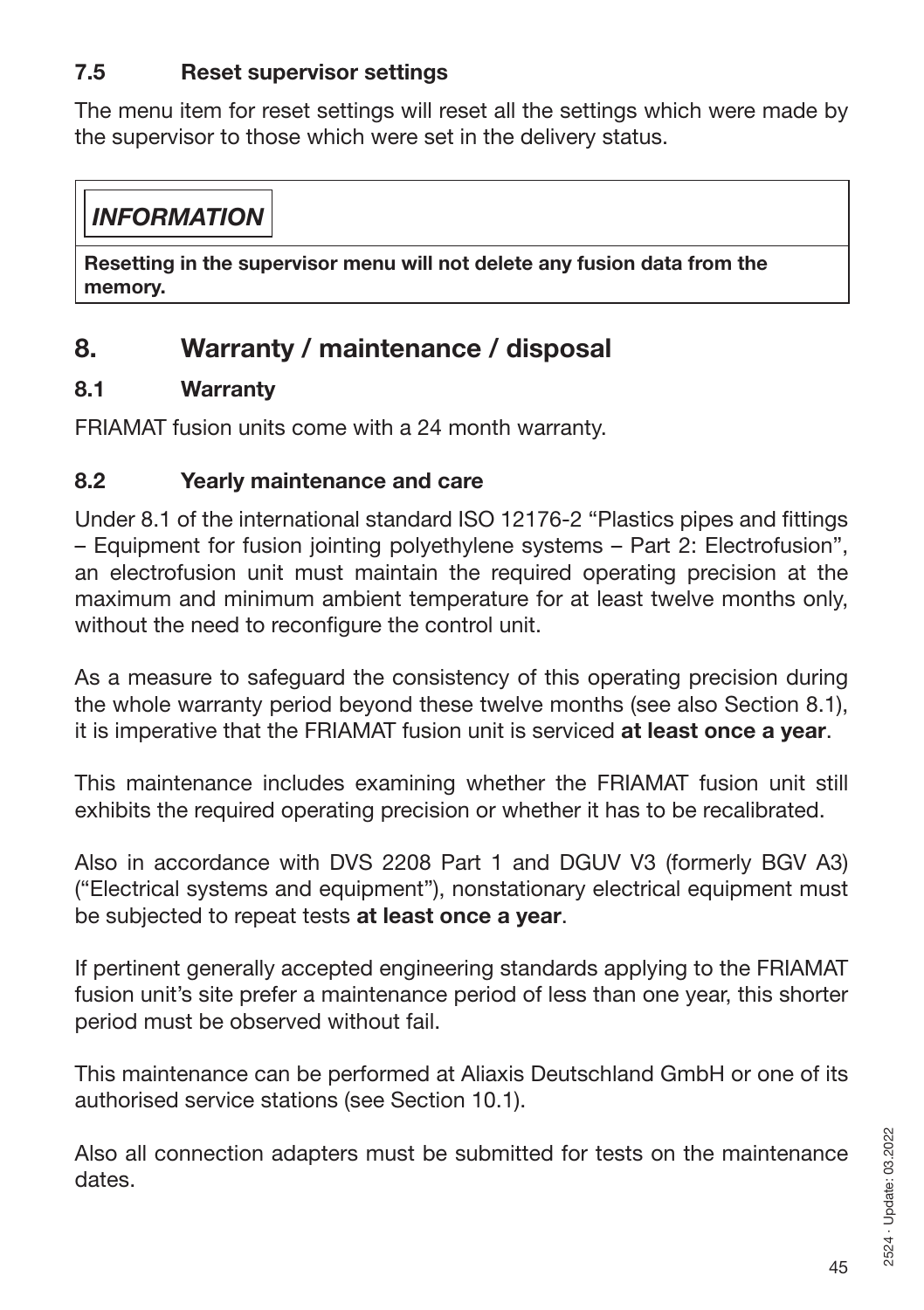### 7.5 Reset supervisor settings

The menu item for reset settings will reset all the settings which were made by the supervisor to those which were set in the delivery status.

> ***INFORMATION***
>
> **Resetting in the supervisor menu will not delete any fusion data from the memory.**

## 8. Warranty / maintenance / disposal

### 8.1 Warranty

FRIAMAT fusion units come with a 24 month warranty.

### 8.2 Yearly maintenance and care

Under 8.1 of the international standard ISO 12176-2 "Plastics pipes and fittings – Equipment for fusion jointing polyethylene systems – Part 2: Electrofusion", an electrofusion unit must maintain the required operating precision at the maximum and minimum ambient temperature for at least twelve months only, without the need to reconfigure the control unit.

As a measure to safeguard the consistency of this operating precision during the whole warranty period beyond these twelve months (see also Section 8.1), it is imperative that the FRIAMAT fusion unit is serviced **at least once a year**.

This maintenance includes examining whether the FRIAMAT fusion unit still exhibits the required operating precision or whether it has to be recalibrated.

Also in accordance with DVS 2208 Part 1 and DGUV V3 (formerly BGV A3) ("Electrical systems and equipment"), nonstationary electrical equipment must be subjected to repeat tests **at least once a year**.

If pertinent generally accepted engineering standards applying to the FRIAMAT fusion unit's site prefer a maintenance period of less than one year, this shorter period must be observed without fail.

This maintenance can be performed at Aliaxis Deutschland GmbH or one of its authorised service stations (see Section 10.1).

Also all connection adapters must be submitted for tests on the maintenance dates.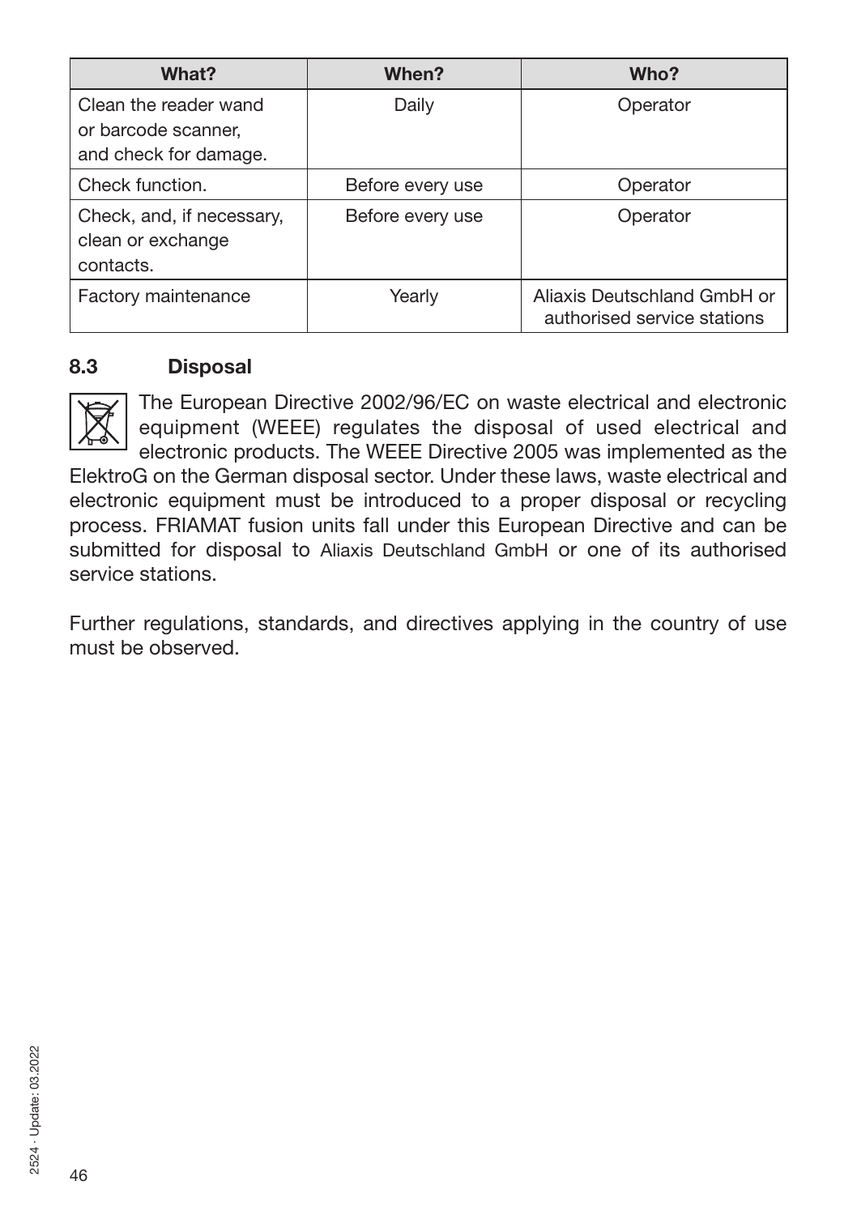| What? | When? | Who? |
|---|---|---|
| Clean the reader wand or barcode scanner, and check for damage. | Daily | Operator |
| Check function. | Before every use | Operator |
| Check, and, if necessary, clean or exchange contacts. | Before every use | Operator |
| Factory maintenance | Yearly | Aliaxis Deutschland GmbH or authorised service stations |

### 8.3 Disposal

The European Directive 2002/96/EC on waste electrical and electronic equipment (WEEE) regulates the disposal of used electrical and electronic products. The WEEE Directive 2005 was implemented as the ElektroG on the German disposal sector. Under these laws, waste electrical and electronic equipment must be introduced to a proper disposal or recycling process. FRIAMAT fusion units fall under this European Directive and can be submitted for disposal to Aliaxis Deutschland GmbH or one of its authorised service stations.

Further regulations, standards, and directives applying in the country of use must be observed.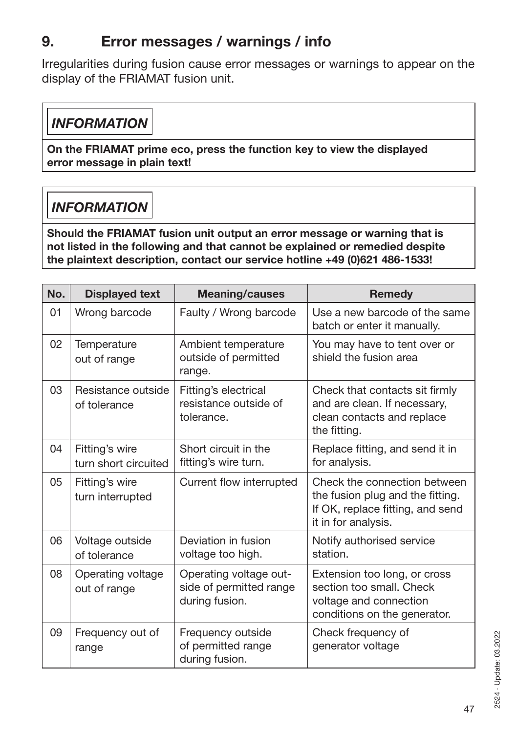# 9. Error messages / warnings / info

Irregularities during fusion cause error messages or warnings to appear on the display of the FRIAMAT fusion unit.

> ***INFORMATION***
>
> **On the FRIAMAT prime eco, press the function key to view the displayed error message in plain text!**

> ***INFORMATION***
>
> **Should the FRIAMAT fusion unit output an error message or warning that is not listed in the following and that cannot be explained or remedied despite the plaintext description, contact our service hotline +49 (0)621 486-1533!**

| No. | Displayed text | Meaning/causes | Remedy |
|---|---|---|---|
| 01 | Wrong barcode | Faulty / Wrong barcode | Use a new barcode of the same batch or enter it manually. |
| 02 | Temperature out of range | Ambient temperature outside of permitted range. | You may have to tent over or shield the fusion area |
| 03 | Resistance outside of tolerance | Fitting's electrical resistance outside of tolerance. | Check that contacts sit firmly and are clean. If necessary, clean contacts and replace the fitting. |
| 04 | Fitting's wire turn short circuited | Short circuit in the fitting's wire turn. | Replace fitting, and send it in for analysis. |
| 05 | Fitting's wire turn interrupted | Current flow interrupted | Check the connection between the fusion plug and the fitting. If OK, replace fitting, and send it in for analysis. |
| 06 | Voltage outside of tolerance | Deviation in fusion voltage too high. | Notify authorised service station. |
| 08 | Operating voltage out of range | Operating voltage outside of permitted range during fusion. | Extension too long, or cross section too small. Check voltage and connection conditions on the generator. |
| 09 | Frequency out of range | Frequency outside of permitted range during fusion. | Check frequency of generator voltage |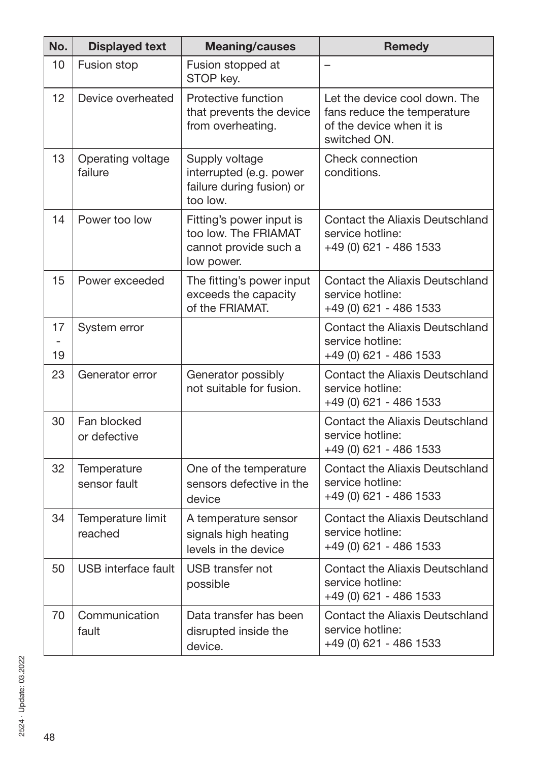| No. | Displayed text | Meaning/causes | Remedy |
|---|---|---|---|
| 10 | Fusion stop | Fusion stopped at STOP key. | – |
| 12 | Device overheated | Protective function that prevents the device from overheating. | Let the device cool down. The fans reduce the temperature of the device when it is switched ON. |
| 13 | Operating voltage failure | Supply voltage interrupted (e.g. power failure during fusion) or too low. | Check connection conditions. |
| 14 | Power too low | Fitting's power input is too low. The FRIAMAT cannot provide such a low power. | Contact the Aliaxis Deutschland service hotline: +49 (0) 621 - 486 1533 |
| 15 | Power exceeded | The fitting's power input exceeds the capacity of the FRIAMAT. | Contact the Aliaxis Deutschland service hotline: +49 (0) 621 - 486 1533 |
| 17 - 19 | System error | | Contact the Aliaxis Deutschland service hotline: +49 (0) 621 - 486 1533 |
| 23 | Generator error | Generator possibly not suitable for fusion. | Contact the Aliaxis Deutschland service hotline: +49 (0) 621 - 486 1533 |
| 30 | Fan blocked or defective | | Contact the Aliaxis Deutschland service hotline: +49 (0) 621 - 486 1533 |
| 32 | Temperature sensor fault | One of the temperature sensors defective in the device | Contact the Aliaxis Deutschland service hotline: +49 (0) 621 - 486 1533 |
| 34 | Temperature limit reached | A temperature sensor signals high heating levels in the device | Contact the Aliaxis Deutschland service hotline: +49 (0) 621 - 486 1533 |
| 50 | USB interface fault | USB transfer not possible | Contact the Aliaxis Deutschland service hotline: +49 (0) 621 - 486 1533 |
| 70 | Communication fault | Data transfer has been disrupted inside the device. | Contact the Aliaxis Deutschland service hotline: +49 (0) 621 - 486 1533 |

2524 · Update: 03.2022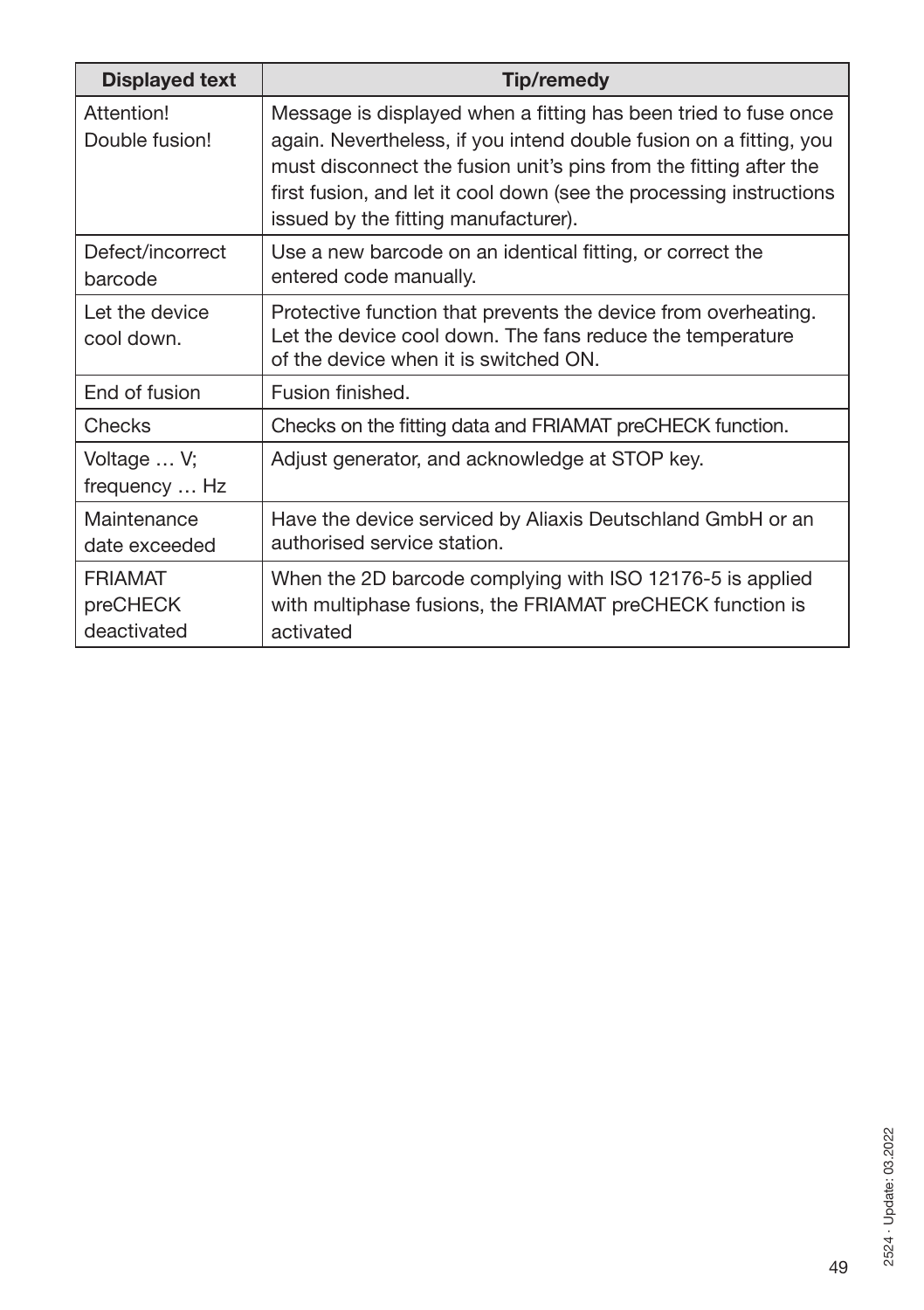| Displayed text | Tip/remedy |
|---|---|
| Attention! Double fusion! | Message is displayed when a fitting has been tried to fuse once again. Nevertheless, if you intend double fusion on a fitting, you must disconnect the fusion unit's pins from the fitting after the first fusion, and let it cool down (see the processing instructions issued by the fitting manufacturer). |
| Defect/incorrect barcode | Use a new barcode on an identical fitting, or correct the entered code manually. |
| Let the device cool down. | Protective function that prevents the device from overheating. Let the device cool down. The fans reduce the temperature of the device when it is switched ON. |
| End of fusion | Fusion finished. |
| Checks | Checks on the fitting data and FRIAMAT preCHECK function. |
| Voltage … V; frequency … Hz | Adjust generator, and acknowledge at STOP key. |
| Maintenance date exceeded | Have the device serviced by Aliaxis Deutschland GmbH or an authorised service station. |
| FRIAMAT preCHECK deactivated | When the 2D barcode complying with ISO 12176-5 is applied with multiphase fusions, the FRIAMAT preCHECK function is activated |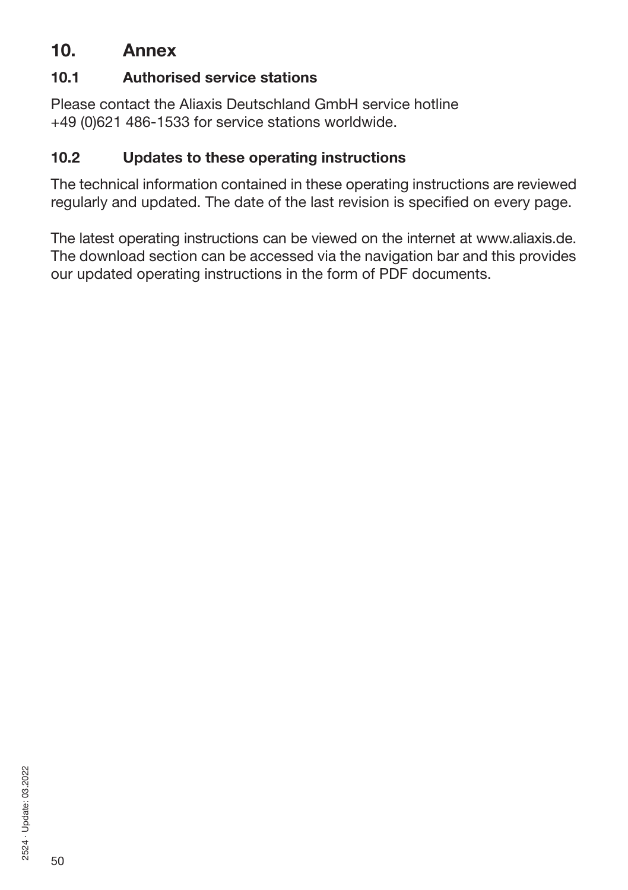# 10. Annex

## 10.1 Authorised service stations

Please contact the Aliaxis Deutschland GmbH service hotline
+49 (0)621 486-1533 for service stations worldwide.

## 10.2 Updates to these operating instructions

The technical information contained in these operating instructions are reviewed regularly and updated. The date of the last revision is specified on every page.

The latest operating instructions can be viewed on the internet at www.aliaxis.de. The download section can be accessed via the navigation bar and this provides our updated operating instructions in the form of PDF documents.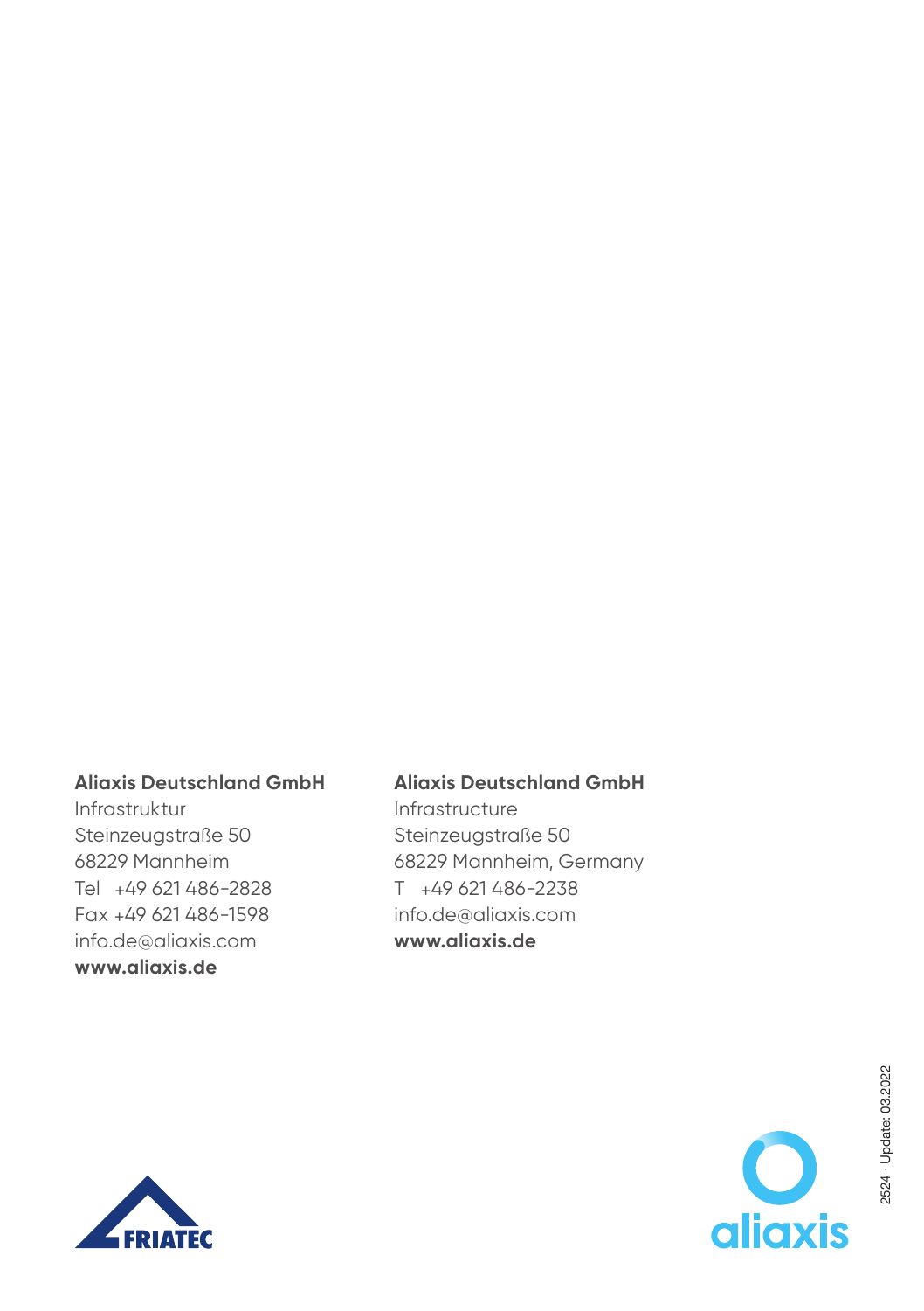**Aliaxis Deutschland GmbH**
Infrastruktur
Steinzeugstraße 50
68229 Mannheim
Tel +49 621 486-2828
Fax +49 621 486-1598
info.de@aliaxis.com
**www.aliaxis.de**

**Aliaxis Deutschland GmbH**
Infrastructure
Steinzeugstraße 50
68229 Mannheim, Germany
T +49 621 486-2238
info.de@aliaxis.com
**www.aliaxis.de**

FRIATEC

aliaxis

2524 · Update: 03.2022